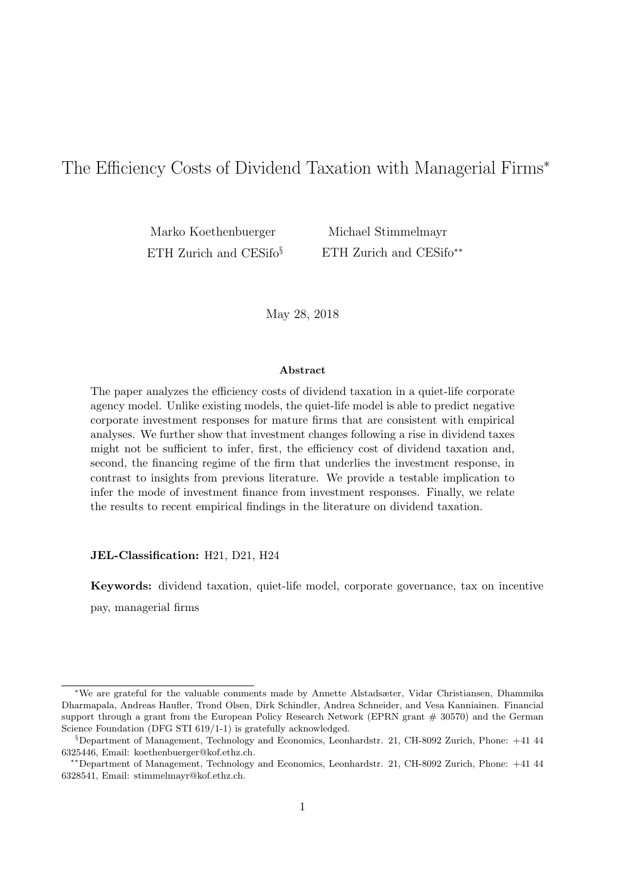# The Efficiency Costs of Dividend Taxation with Managerial Firms*

Marko Koethenbuerger
ETH Zurich and CESifo[§]

Michael Stimmelmayr
ETH Zurich and CESifo[**]

May 28, 2018

## Abstract

The paper analyzes the efficiency costs of dividend taxation in a quiet-life corporate agency model. Unlike existing models, the quiet-life model is able to predict negative corporate investment responses for mature firms that are consistent with empirical analyses. We further show that investment changes following a rise in dividend taxes might not be sufficient to infer, first, the efficiency cost of dividend taxation and, second, the financing regime of the firm that underlies the investment response, in contrast to insights from previous literature. We provide a testable implication to infer the mode of investment finance from investment responses. Finally, we relate the results to recent empirical findings in the literature on dividend taxation.

**JEL-Classification:** H21, D21, H24

**Keywords:** dividend taxation, quiet-life model, corporate governance, tax on incentive pay, managerial firms

---

*We are grateful for the valuable comments made by Annette Alstadsæter, Vidar Christiansen, Dhammika Dharmapala, Andreas Haufler, Trond Olsen, Dirk Schindler, Andrea Schneider, and Vesa Kanniainen. Financial support through a grant from the European Policy Research Network (EPRN grant # 30570) and the German Science Foundation (DFG STI 619/1-1) is gratefully acknowledged.

§Department of Management, Technology and Economics, Leonhardstr. 21, CH-8092 Zurich, Phone: +41 44 6325446, Email: koethenbuerger@kof.ethz.ch.

**Department of Management, Technology and Economics, Leonhardstr. 21, CH-8092 Zurich, Phone: +41 44 6328541, Email: stimmelmayr@kof.ethz.ch.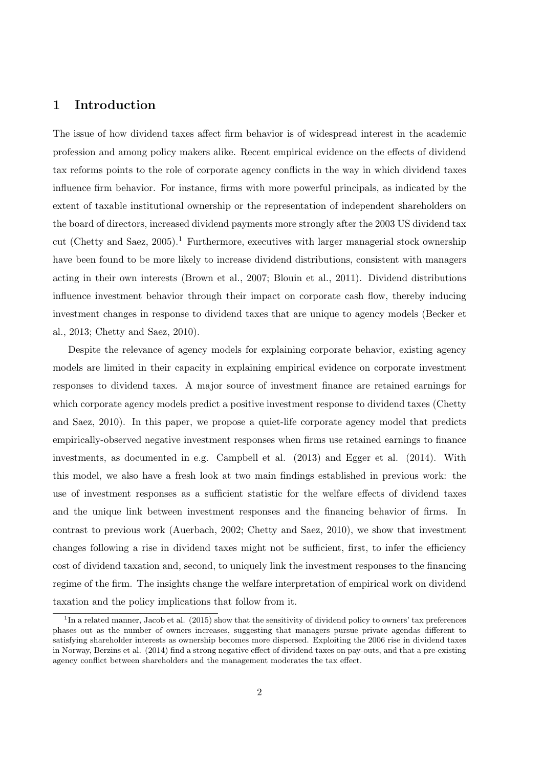## 1 Introduction

The issue of how dividend taxes affect firm behavior is of widespread interest in the academic profession and among policy makers alike. Recent empirical evidence on the effects of dividend tax reforms points to the role of corporate agency conflicts in the way in which dividend taxes influence firm behavior. For instance, firms with more powerful principals, as indicated by the extent of taxable institutional ownership or the representation of independent shareholders on the board of directors, increased dividend payments more strongly after the 2003 US dividend tax cut (Chetty and Saez, 2005).[1] Furthermore, executives with larger managerial stock ownership have been found to be more likely to increase dividend distributions, consistent with managers acting in their own interests (Brown et al., 2007; Blouin et al., 2011). Dividend distributions influence investment behavior through their impact on corporate cash flow, thereby inducing investment changes in response to dividend taxes that are unique to agency models (Becker et al., 2013; Chetty and Saez, 2010).

Despite the relevance of agency models for explaining corporate behavior, existing agency models are limited in their capacity in explaining empirical evidence on corporate investment responses to dividend taxes. A major source of investment finance are retained earnings for which corporate agency models predict a positive investment response to dividend taxes (Chetty and Saez, 2010). In this paper, we propose a quiet-life corporate agency model that predicts empirically-observed negative investment responses when firms use retained earnings to finance investments, as documented in e.g. Campbell et al. (2013) and Egger et al. (2014). With this model, we also have a fresh look at two main findings established in previous work: the use of investment responses as a sufficient statistic for the welfare effects of dividend taxes and the unique link between investment responses and the financing behavior of firms. In contrast to previous work (Auerbach, 2002; Chetty and Saez, 2010), we show that investment changes following a rise in dividend taxes might not be sufficient, first, to infer the efficiency cost of dividend taxation and, second, to uniquely link the investment responses to the financing regime of the firm. The insights change the welfare interpretation of empirical work on dividend taxation and the policy implications that follow from it.

[1] In a related manner, Jacob et al. (2015) show that the sensitivity of dividend policy to owners' tax preferences phases out as the number of owners increases, suggesting that managers pursue private agendas different to satisfying shareholder interests as ownership becomes more dispersed. Exploiting the 2006 rise in dividend taxes in Norway, Berzins et al. (2014) find a strong negative effect of dividend taxes on pay-outs, and that a pre-existing agency conflict between shareholders and the management moderates the tax effect.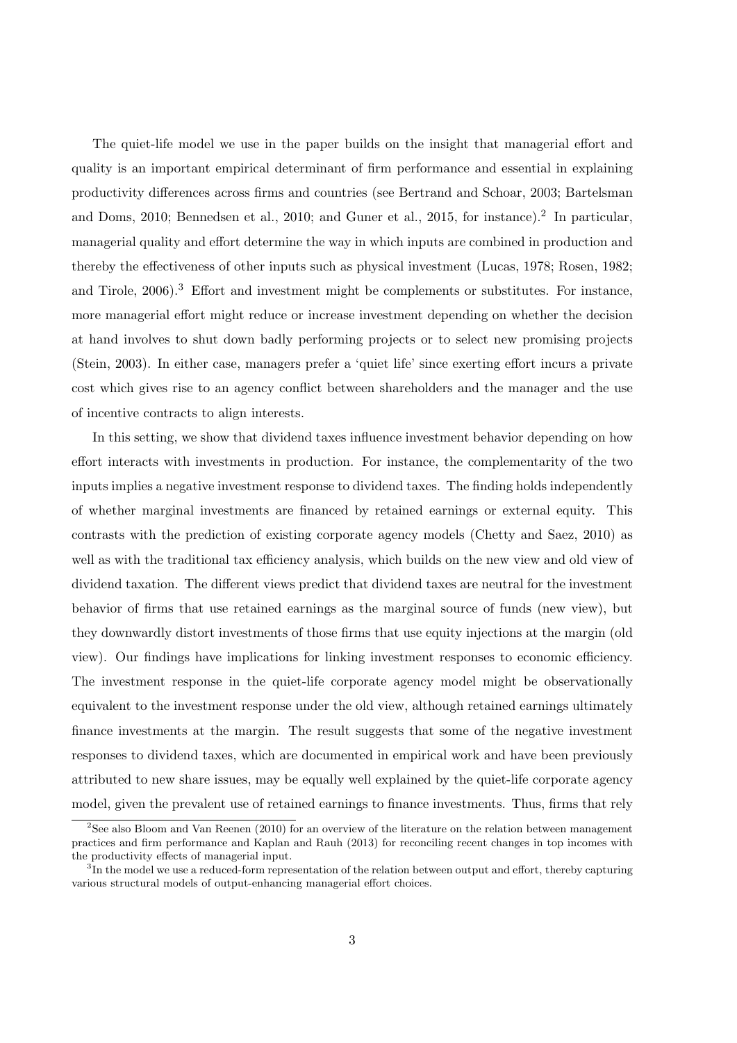The quiet-life model we use in the paper builds on the insight that managerial effort and quality is an important empirical determinant of firm performance and essential in explaining productivity differences across firms and countries (see Bertrand and Schoar, 2003; Bartelsman and Doms, 2010; Bennedsen et al., 2010; and Guner et al., 2015, for instance).[2] In particular, managerial quality and effort determine the way in which inputs are combined in production and thereby the effectiveness of other inputs such as physical investment (Lucas, 1978; Rosen, 1982; and Tirole, 2006).[3] Effort and investment might be complements or substitutes. For instance, more managerial effort might reduce or increase investment depending on whether the decision at hand involves to shut down badly performing projects or to select new promising projects (Stein, 2003). In either case, managers prefer a 'quiet life' since exerting effort incurs a private cost which gives rise to an agency conflict between shareholders and the manager and the use of incentive contracts to align interests.

In this setting, we show that dividend taxes influence investment behavior depending on how effort interacts with investments in production. For instance, the complementarity of the two inputs implies a negative investment response to dividend taxes. The finding holds independently of whether marginal investments are financed by retained earnings or external equity. This contrasts with the prediction of existing corporate agency models (Chetty and Saez, 2010) as well as with the traditional tax efficiency analysis, which builds on the new view and old view of dividend taxation. The different views predict that dividend taxes are neutral for the investment behavior of firms that use retained earnings as the marginal source of funds (new view), but they downwardly distort investments of those firms that use equity injections at the margin (old view). Our findings have implications for linking investment responses to economic efficiency. The investment response in the quiet-life corporate agency model might be observationally equivalent to the investment response under the old view, although retained earnings ultimately finance investments at the margin. The result suggests that some of the negative investment responses to dividend taxes, which are documented in empirical work and have been previously attributed to new share issues, may be equally well explained by the quiet-life corporate agency model, given the prevalent use of retained earnings to finance investments. Thus, firms that rely

[2] See also Bloom and Van Reenen (2010) for an overview of the literature on the relation between management practices and firm performance and Kaplan and Rauh (2013) for reconciling recent changes in top incomes with the productivity effects of managerial input.

[3] In the model we use a reduced-form representation of the relation between output and effort, thereby capturing various structural models of output-enhancing managerial effort choices.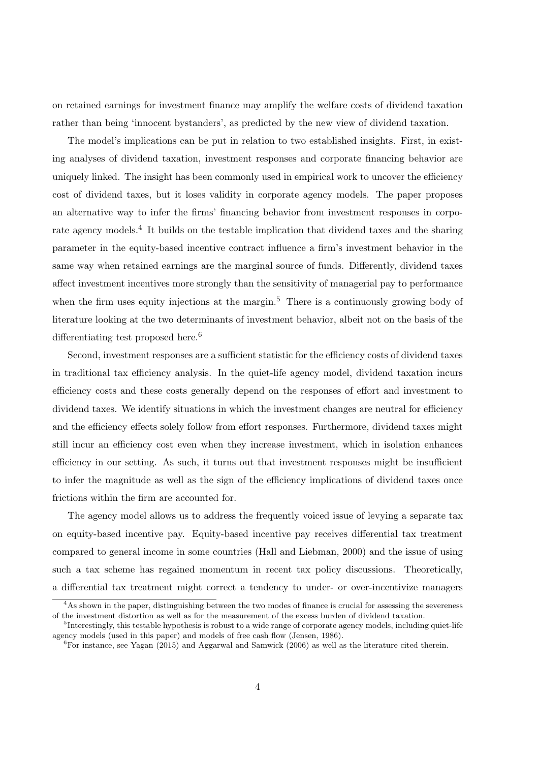on retained earnings for investment finance may amplify the welfare costs of dividend taxation rather than being 'innocent bystanders', as predicted by the new view of dividend taxation.

The model's implications can be put in relation to two established insights. First, in existing analyses of dividend taxation, investment responses and corporate financing behavior are uniquely linked. The insight has been commonly used in empirical work to uncover the efficiency cost of dividend taxes, but it loses validity in corporate agency models. The paper proposes an alternative way to infer the firms' financing behavior from investment responses in corporate agency models.[4] It builds on the testable implication that dividend taxes and the sharing parameter in the equity-based incentive contract influence a firm's investment behavior in the same way when retained earnings are the marginal source of funds. Differently, dividend taxes affect investment incentives more strongly than the sensitivity of managerial pay to performance when the firm uses equity injections at the margin.[5] There is a continuously growing body of literature looking at the two determinants of investment behavior, albeit not on the basis of the differentiating test proposed here.[6]

Second, investment responses are a sufficient statistic for the efficiency costs of dividend taxes in traditional tax efficiency analysis. In the quiet-life agency model, dividend taxation incurs efficiency costs and these costs generally depend on the responses of effort and investment to dividend taxes. We identify situations in which the investment changes are neutral for efficiency and the efficiency effects solely follow from effort responses. Furthermore, dividend taxes might still incur an efficiency cost even when they increase investment, which in isolation enhances efficiency in our setting. As such, it turns out that investment responses might be insufficient to infer the magnitude as well as the sign of the efficiency implications of dividend taxes once frictions within the firm are accounted for.

The agency model allows us to address the frequently voiced issue of levying a separate tax on equity-based incentive pay. Equity-based incentive pay receives differential tax treatment compared to general income in some countries (Hall and Liebman, 2000) and the issue of using such a tax scheme has regained momentum in recent tax policy discussions. Theoretically, a differential tax treatment might correct a tendency to under- or over-incentivize managers

[4] As shown in the paper, distinguishing between the two modes of finance is crucial for assessing the severeness of the investment distortion as well as for the measurement of the excess burden of dividend taxation.

[5] Interestingly, this testable hypothesis is robust to a wide range of corporate agency models, including quiet-life agency models (used in this paper) and models of free cash flow (Jensen, 1986).

[6] For instance, see Yagan (2015) and Aggarwal and Samwick (2006) as well as the literature cited therein.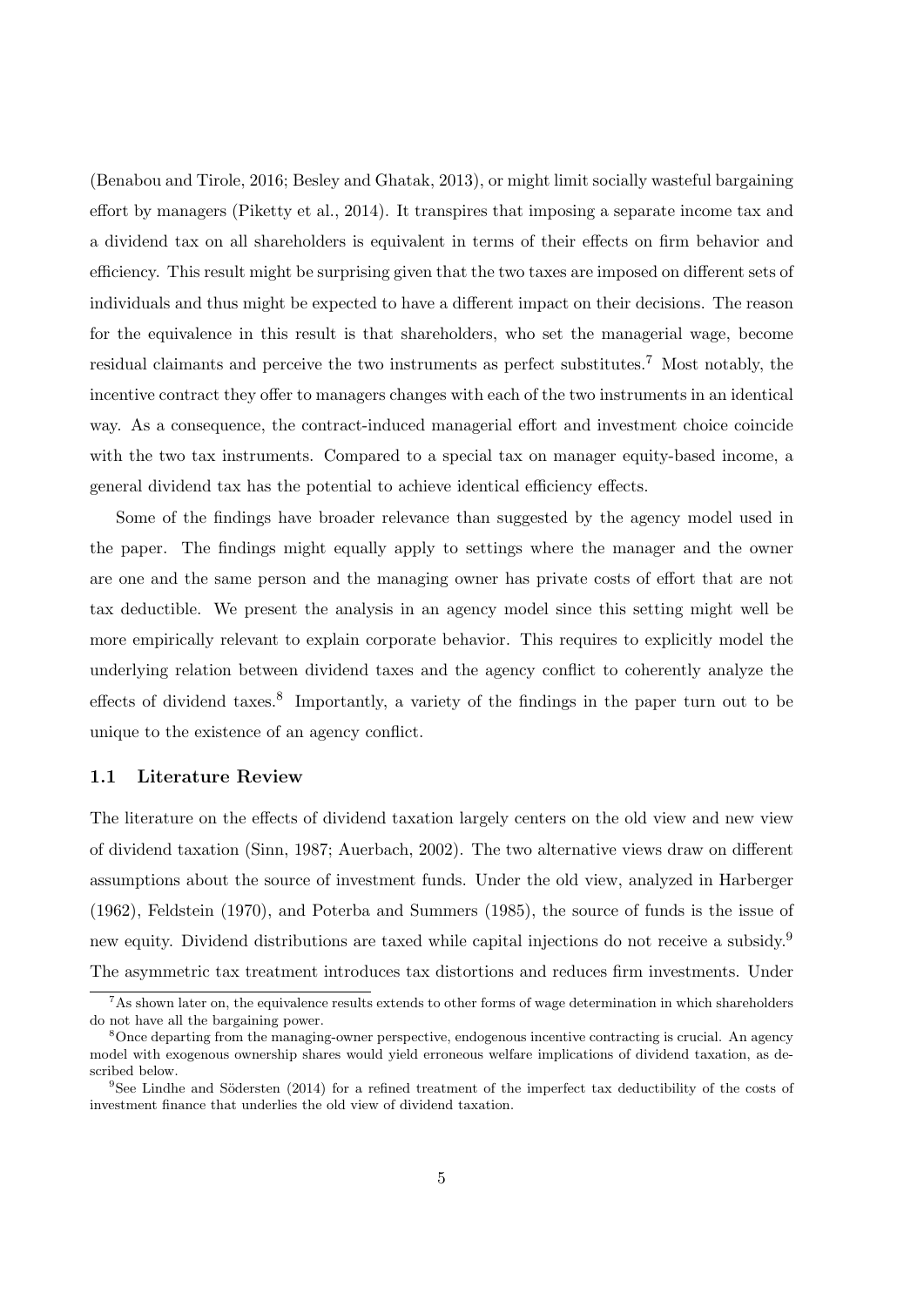(Benabou and Tirole, 2016; Besley and Ghatak, 2013), or might limit socially wasteful bargaining effort by managers (Piketty et al., 2014). It transpires that imposing a separate income tax and a dividend tax on all shareholders is equivalent in terms of their effects on firm behavior and efficiency. This result might be surprising given that the two taxes are imposed on different sets of individuals and thus might be expected to have a different impact on their decisions. The reason for the equivalence in this result is that shareholders, who set the managerial wage, become residual claimants and perceive the two instruments as perfect substitutes.[7] Most notably, the incentive contract they offer to managers changes with each of the two instruments in an identical way. As a consequence, the contract-induced managerial effort and investment choice coincide with the two tax instruments. Compared to a special tax on manager equity-based income, a general dividend tax has the potential to achieve identical efficiency effects.

Some of the findings have broader relevance than suggested by the agency model used in the paper. The findings might equally apply to settings where the manager and the owner are one and the same person and the managing owner has private costs of effort that are not tax deductible. We present the analysis in an agency model since this setting might well be more empirically relevant to explain corporate behavior. This requires to explicitly model the underlying relation between dividend taxes and the agency conflict to coherently analyze the effects of dividend taxes.[8] Importantly, a variety of the findings in the paper turn out to be unique to the existence of an agency conflict.

### 1.1 Literature Review

The literature on the effects of dividend taxation largely centers on the old view and new view of dividend taxation (Sinn, 1987; Auerbach, 2002). The two alternative views draw on different assumptions about the source of investment funds. Under the old view, analyzed in Harberger (1962), Feldstein (1970), and Poterba and Summers (1985), the source of funds is the issue of new equity. Dividend distributions are taxed while capital injections do not receive a subsidy.[9] The asymmetric tax treatment introduces tax distortions and reduces firm investments. Under

---

[7] As shown later on, the equivalence results extends to other forms of wage determination in which shareholders do not have all the bargaining power.

[8] Once departing from the managing-owner perspective, endogenous incentive contracting is crucial. An agency model with exogenous ownership shares would yield erroneous welfare implications of dividend taxation, as described below.

[9] See Lindhe and Södersten (2014) for a refined treatment of the imperfect tax deductibility of the costs of investment finance that underlies the old view of dividend taxation.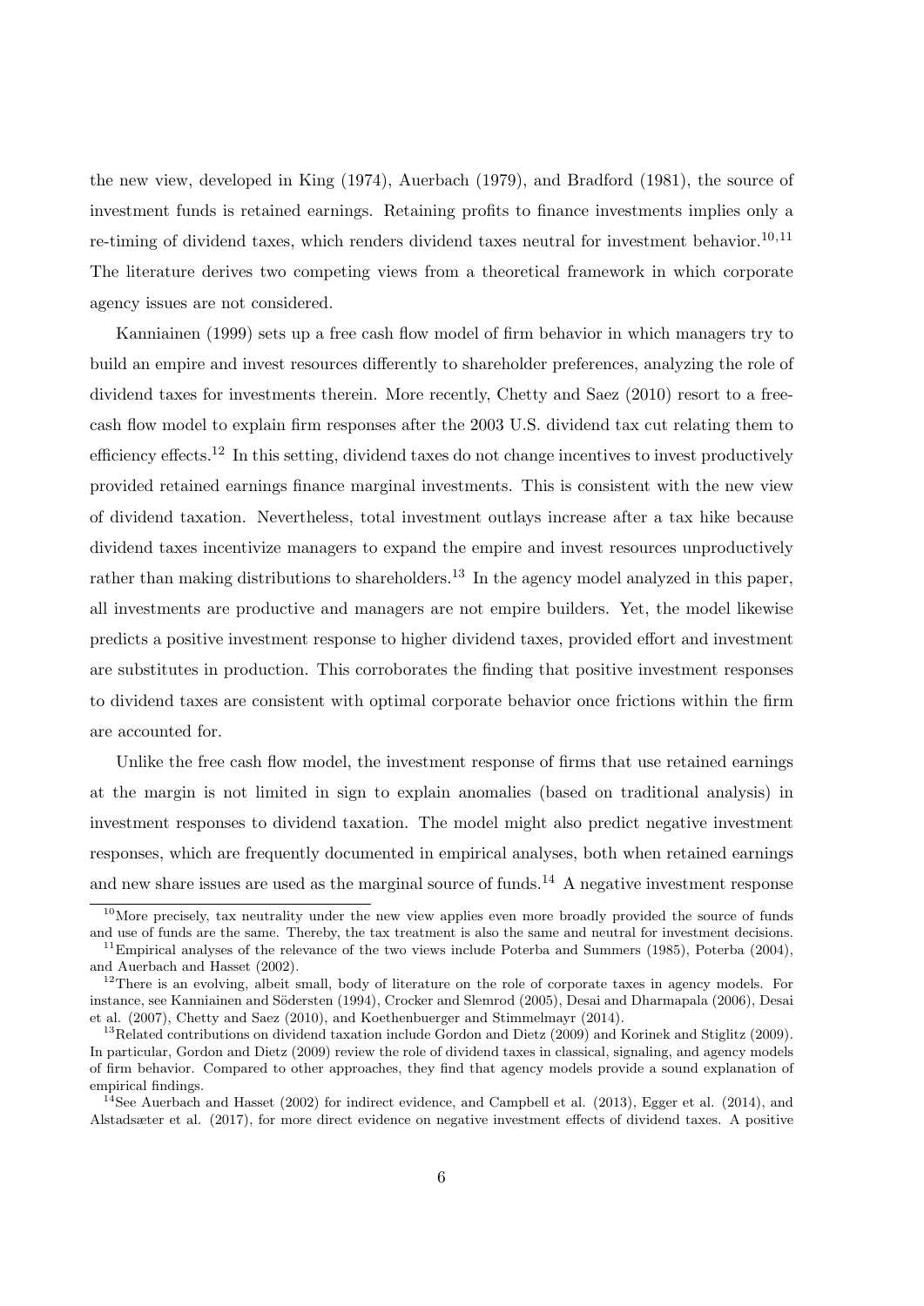the new view, developed in King (1974), Auerbach (1979), and Bradford (1981), the source of investment funds is retained earnings. Retaining profits to finance investments implies only a re-timing of dividend taxes, which renders dividend taxes neutral for investment behavior.[10,11] The literature derives two competing views from a theoretical framework in which corporate agency issues are not considered.

Kanniainen (1999) sets up a free cash flow model of firm behavior in which managers try to build an empire and invest resources differently to shareholder preferences, analyzing the role of dividend taxes for investments therein. More recently, Chetty and Saez (2010) resort to a free-cash flow model to explain firm responses after the 2003 U.S. dividend tax cut relating them to efficiency effects.[12] In this setting, dividend taxes do not change incentives to invest productively provided retained earnings finance marginal investments. This is consistent with the new view of dividend taxation. Nevertheless, total investment outlays increase after a tax hike because dividend taxes incentivize managers to expand the empire and invest resources unproductively rather than making distributions to shareholders.[13] In the agency model analyzed in this paper, all investments are productive and managers are not empire builders. Yet, the model likewise predicts a positive investment response to higher dividend taxes, provided effort and investment are substitutes in production. This corroborates the finding that positive investment responses to dividend taxes are consistent with optimal corporate behavior once frictions within the firm are accounted for.

Unlike the free cash flow model, the investment response of firms that use retained earnings at the margin is not limited in sign to explain anomalies (based on traditional analysis) in investment responses to dividend taxation. The model might also predict negative investment responses, which are frequently documented in empirical analyses, both when retained earnings and new share issues are used as the marginal source of funds.[14] A negative investment response

[10] More precisely, tax neutrality under the new view applies even more broadly provided the source of funds and use of funds are the same. Thereby, the tax treatment is also the same and neutral for investment decisions.

[11] Empirical analyses of the relevance of the two views include Poterba and Summers (1985), Poterba (2004), and Auerbach and Hasset (2002).

[12] There is an evolving, albeit small, body of literature on the role of corporate taxes in agency models. For instance, see Kanniainen and Södersten (1994), Crocker and Slemrod (2005), Desai and Dharmapala (2006), Desai et al. (2007), Chetty and Saez (2010), and Koethenbuerger and Stimmelmayr (2014).

[13] Related contributions on dividend taxation include Gordon and Dietz (2009) and Korinek and Stiglitz (2009). In particular, Gordon and Dietz (2009) review the role of dividend taxes in classical, signaling, and agency models of firm behavior. Compared to other approaches, they find that agency models provide a sound explanation of empirical findings.

[14] See Auerbach and Hasset (2002) for indirect evidence, and Campbell et al. (2013), Egger et al. (2014), and Alstadsæter et al. (2017), for more direct evidence on negative investment effects of dividend taxes. A positive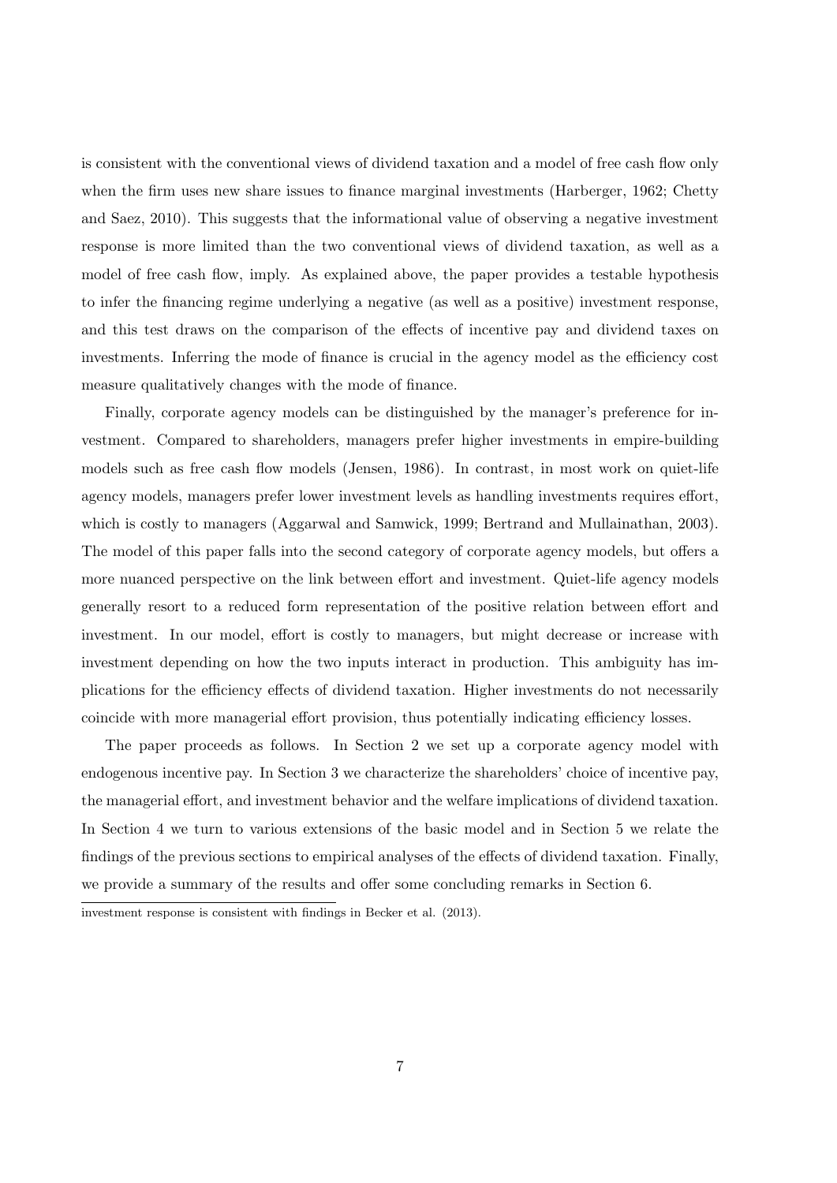is consistent with the conventional views of dividend taxation and a model of free cash flow only when the firm uses new share issues to finance marginal investments (Harberger, 1962; Chetty and Saez, 2010). This suggests that the informational value of observing a negative investment response is more limited than the two conventional views of dividend taxation, as well as a model of free cash flow, imply. As explained above, the paper provides a testable hypothesis to infer the financing regime underlying a negative (as well as a positive) investment response, and this test draws on the comparison of the effects of incentive pay and dividend taxes on investments. Inferring the mode of finance is crucial in the agency model as the efficiency cost measure qualitatively changes with the mode of finance.

Finally, corporate agency models can be distinguished by the manager's preference for investment. Compared to shareholders, managers prefer higher investments in empire-building models such as free cash flow models (Jensen, 1986). In contrast, in most work on quiet-life agency models, managers prefer lower investment levels as handling investments requires effort, which is costly to managers (Aggarwal and Samwick, 1999; Bertrand and Mullainathan, 2003). The model of this paper falls into the second category of corporate agency models, but offers a more nuanced perspective on the link between effort and investment. Quiet-life agency models generally resort to a reduced form representation of the positive relation between effort and investment. In our model, effort is costly to managers, but might decrease or increase with investment depending on how the two inputs interact in production. This ambiguity has implications for the efficiency effects of dividend taxation. Higher investments do not necessarily coincide with more managerial effort provision, thus potentially indicating efficiency losses.

The paper proceeds as follows. In Section 2 we set up a corporate agency model with endogenous incentive pay. In Section 3 we characterize the shareholders' choice of incentive pay, the managerial effort, and investment behavior and the welfare implications of dividend taxation. In Section 4 we turn to various extensions of the basic model and in Section 5 we relate the findings of the previous sections to empirical analyses of the effects of dividend taxation. Finally, we provide a summary of the results and offer some concluding remarks in Section 6.

investment response is consistent with findings in Becker et al. (2013).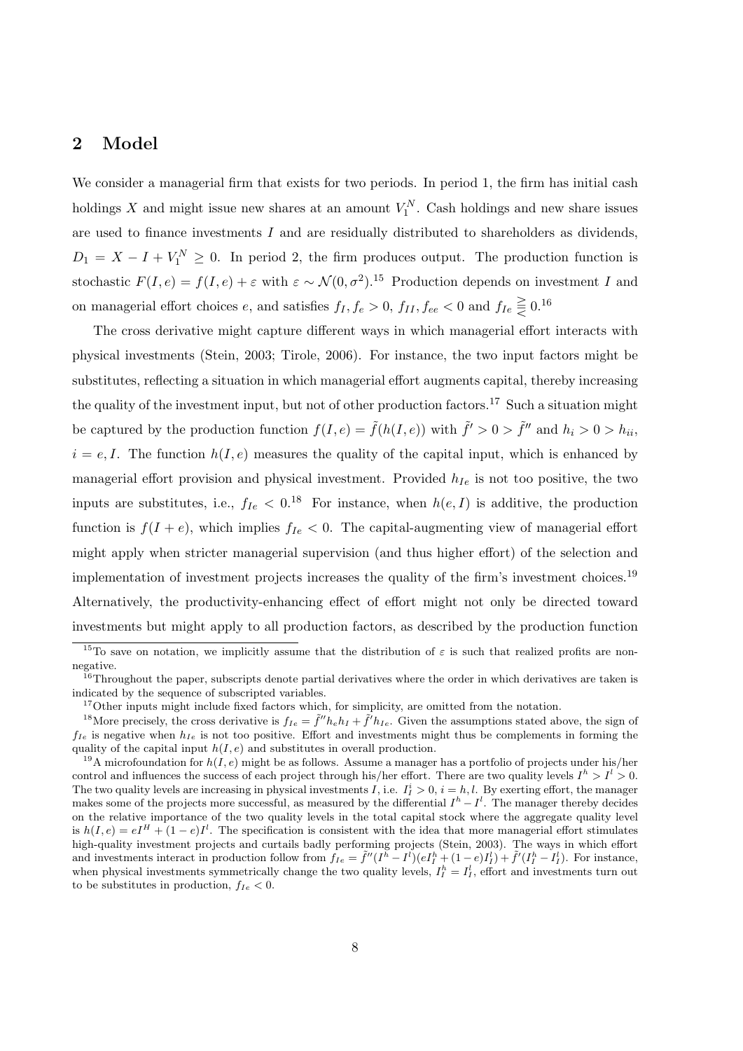## 2 Model

We consider a managerial firm that exists for two periods. In period 1, the firm has initial cash holdings $X$ and might issue new shares at an amount $V_1^N$. Cash holdings and new share issues are used to finance investments $I$ and are residually distributed to shareholders as dividends, $D_1 = X - I + V_1^N \geq 0$. In period 2, the firm produces output. The production function is stochastic $F(I, e) = f(I, e) + \varepsilon$ with $\varepsilon \sim \mathcal{N}(0, \sigma^2)$.[15] Production depends on investment $I$ and on managerial effort choices $e$, and satisfies $f_I, f_e > 0$, $f_{II}, f_{ee} < 0$ and $f_{Ie} \gtreqless 0$.[16]

The cross derivative might capture different ways in which managerial effort interacts with physical investments (Stein, 2003; Tirole, 2006). For instance, the two input factors might be substitutes, reflecting a situation in which managerial effort augments capital, thereby increasing the quality of the investment input, but not of other production factors.[17] Such a situation might be captured by the production function $f(I, e) = \tilde{f}(h(I, e))$ with $\tilde{f}' > 0 > \tilde{f}''$ and $h_i > 0 > h_{ii}$, $i = e, I$. The function $h(I, e)$ measures the quality of the capital input, which is enhanced by managerial effort provision and physical investment. Provided $h_{Ie}$ is not too positive, the two inputs are substitutes, i.e., $f_{Ie} < 0$.[18] For instance, when $h(e, I)$ is additive, the production function is $f(I + e)$, which implies $f_{Ie} < 0$. The capital-augmenting view of managerial effort might apply when stricter managerial supervision (and thus higher effort) of the selection and implementation of investment projects increases the quality of the firm's investment choices.[19] Alternatively, the productivity-enhancing effect of effort might not only be directed toward investments but might apply to all production factors, as described by the production function

---

[15] To save on notation, we implicitly assume that the distribution of $\varepsilon$ is such that realized profits are non-negative.

[16] Throughout the paper, subscripts denote partial derivatives where the order in which derivatives are taken is indicated by the sequence of subscripted variables.

[17] Other inputs might include fixed factors which, for simplicity, are omitted from the notation.

[18] More precisely, the cross derivative is $f_{Ie} = \tilde{f}'' h_e h_I + \tilde{f}' h_{Ie}$. Given the assumptions stated above, the sign of $f_{Ie}$ is negative when $h_{Ie}$ is not too positive. Effort and investments might thus be complements in forming the quality of the capital input $h(I, e)$ and substitutes in overall production.

[19] A microfoundation for $h(I, e)$ might be as follows. Assume a manager has a portfolio of projects under his/her control and influences the success of each project through his/her effort. There are two quality levels $I^h > I^l > 0$. The two quality levels are increasing in physical investments $I$, i.e. $I_I^i > 0$, $i = h, l$. By exerting effort, the manager makes some of the projects more successful, as measured by the differential $I^h - I^l$. The manager thereby decides on the relative importance of the two quality levels in the total capital stock where the aggregate quality level is $h(I, e) = eI^H + (1 - e)I^l$. The specification is consistent with the idea that more managerial effort stimulates high-quality investment projects and curtails badly performing projects (Stein, 2003). The ways in which effort and investments interact in production follow from $f_{Ie} = \tilde{f}''(I^h - I^l)(eI_I^h + (1 - e)I_I^l) + \tilde{f}'(I_I^h - I_I^l)$. For instance, when physical investments symmetrically change the two quality levels, $I_I^h = I_I^l$, effort and investments turn out to be substitutes in production, $f_{Ie} < 0$.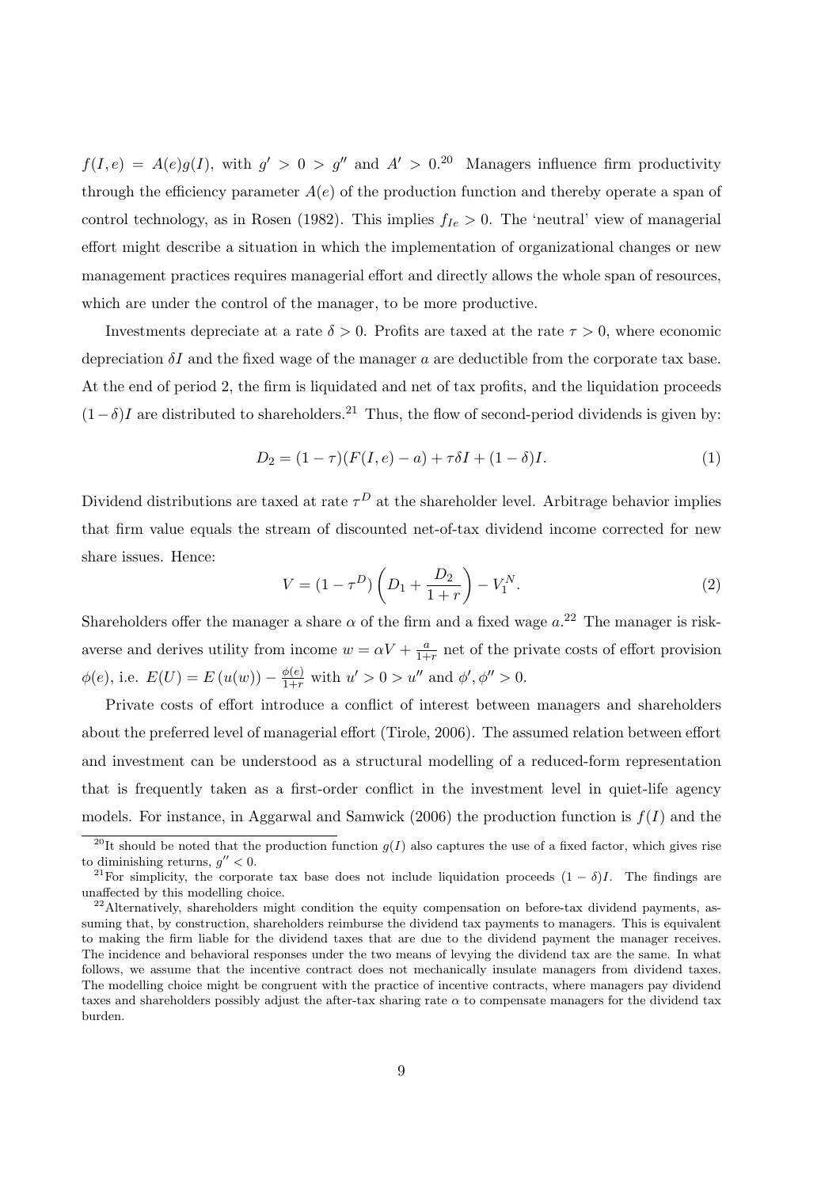$f(I, e) = A(e)g(I)$, with $g' > 0 > g''$ and $A' > 0$.[20] Managers influence firm productivity through the efficiency parameter $A(e)$ of the production function and thereby operate a span of control technology, as in Rosen (1982). This implies $f_{Ie} > 0$. The 'neutral' view of managerial effort might describe a situation in which the implementation of organizational changes or new management practices requires managerial effort and directly allows the whole span of resources, which are under the control of the manager, to be more productive.

Investments depreciate at a rate $\delta > 0$. Profits are taxed at the rate $\tau > 0$, where economic depreciation $\delta I$ and the fixed wage of the manager $a$ are deductible from the corporate tax base. At the end of period 2, the firm is liquidated and net of tax profits, and the liquidation proceeds $(1-\delta)I$ are distributed to shareholders.[21] Thus, the flow of second-period dividends is given by:

$$D_2 = (1-\tau)(F(I, e) - a) + \tau\delta I + (1-\delta)I. \tag{1}$$

Dividend distributions are taxed at rate $\tau^D$ at the shareholder level. Arbitrage behavior implies that firm value equals the stream of discounted net-of-tax dividend income corrected for new share issues. Hence:

$$V = (1-\tau^D)\left(D_1 + \frac{D_2}{1+r}\right) - V_1^N. \tag{2}$$

Shareholders offer the manager a share $\alpha$ of the firm and a fixed wage $a$.[22] The manager is risk-averse and derives utility from income $w = \alpha V + \frac{a}{1+r}$ net of the private costs of effort provision $\phi(e)$, i.e. $E(U) = E\left(u(w)\right) - \frac{\phi(e)}{1+r}$ with $u' > 0 > u''$ and $\phi', \phi'' > 0$.

Private costs of effort introduce a conflict of interest between managers and shareholders about the preferred level of managerial effort (Tirole, 2006). The assumed relation between effort and investment can be understood as a structural modelling of a reduced-form representation that is frequently taken as a first-order conflict in the investment level in quiet-life agency models. For instance, in Aggarwal and Samwick (2006) the production function is $f(I)$ and the

[20] It should be noted that the production function $g(I)$ also captures the use of a fixed factor, which gives rise to diminishing returns, $g'' < 0$.

[21] For simplicity, the corporate tax base does not include liquidation proceeds $(1-\delta)I$. The findings are unaffected by this modelling choice.

[22] Alternatively, shareholders might condition the equity compensation on before-tax dividend payments, assuming that, by construction, shareholders reimburse the dividend tax payments to managers. This is equivalent to making the firm liable for the dividend taxes that are due to the dividend payment the manager receives. The incidence and behavioral responses under the two means of levying the dividend tax are the same. In what follows, we assume that the incentive contract does not mechanically insulate managers from dividend taxes. The modelling choice might be congruent with the practice of incentive contracts, where managers pay dividend taxes and shareholders possibly adjust the after-tax sharing rate $\alpha$ to compensate managers for the dividend tax burden.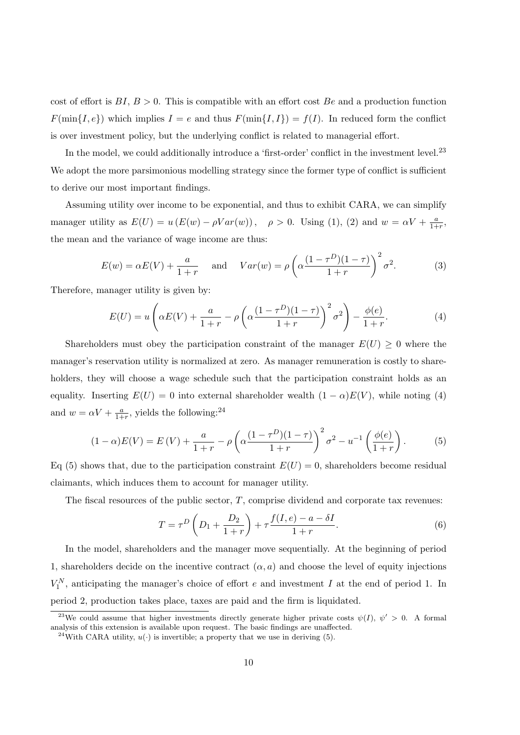cost of effort is $BI$, $B > 0$. This is compatible with an effort cost $Be$ and a production function $F(\min\{I, e\})$ which implies $I = e$ and thus $F(\min\{I, I\}) = f(I)$. In reduced form the conflict is over investment policy, but the underlying conflict is related to managerial effort.

In the model, we could additionally introduce a 'first-order' conflict in the investment level.[23] We adopt the more parsimonious modelling strategy since the former type of conflict is sufficient to derive our most important findings.

Assuming utility over income to be exponential, and thus to exhibit CARA, we can simplify manager utility as $E(U) = u\left(E(w) - \rho Var(w)\right), \quad \rho > 0$. Using (1), (2) and $w = \alpha V + \frac{a}{1+r}$, the mean and the variance of wage income are thus:

$$E(w) = \alpha E(V) + \frac{a}{1+r} \quad \text{and} \quad Var(w) = \rho\left(\alpha\frac{(1-\tau^D)(1-\tau)}{1+r}\right)^2 \sigma^2. \tag{3}$$

Therefore, manager utility is given by:

$$E(U) = u\left(\alpha E(V) + \frac{a}{1+r} - \rho\left(\alpha\frac{(1-\tau^D)(1-\tau)}{1+r}\right)^2 \sigma^2\right) - \frac{\phi(e)}{1+r}. \tag{4}$$

Shareholders must obey the participation constraint of the manager $E(U) \geq 0$ where the manager's reservation utility is normalized at zero. As manager remuneration is costly to shareholders, they will choose a wage schedule such that the participation constraint holds as an equality. Inserting $E(U) = 0$ into external shareholder wealth $(1-\alpha)E(V)$, while noting (4) and $w = \alpha V + \frac{a}{1+r}$, yields the following:[24]

$$(1-\alpha)E(V) = E\left(V\right) + \frac{a}{1+r} - \rho\left(\alpha\frac{(1-\tau^D)(1-\tau)}{1+r}\right)^2 \sigma^2 - u^{-1}\left(\frac{\phi(e)}{1+r}\right). \tag{5}$$

Eq (5) shows that, due to the participation constraint $E(U) = 0$, shareholders become residual claimants, which induces them to account for manager utility.

The fiscal resources of the public sector, $T$, comprise dividend and corporate tax revenues:

$$T = \tau^D\left(D_1 + \frac{D_2}{1+r}\right) + \tau\frac{f(I,e) - a - \delta I}{1+r}. \tag{6}$$

In the model, shareholders and the manager move sequentially. At the beginning of period 1, shareholders decide on the incentive contract $(\alpha, a)$ and choose the level of equity injections $V_1^N$, anticipating the manager's choice of effort $e$ and investment $I$ at the end of period 1. In period 2, production takes place, taxes are paid and the firm is liquidated.

---

[23] We could assume that higher investments directly generate higher private costs $\psi(I)$, $\psi' > 0$. A formal analysis of this extension is available upon request. The basic findings are unaffected.

[24] With CARA utility, $u(\cdot)$ is invertible; a property that we use in deriving (5).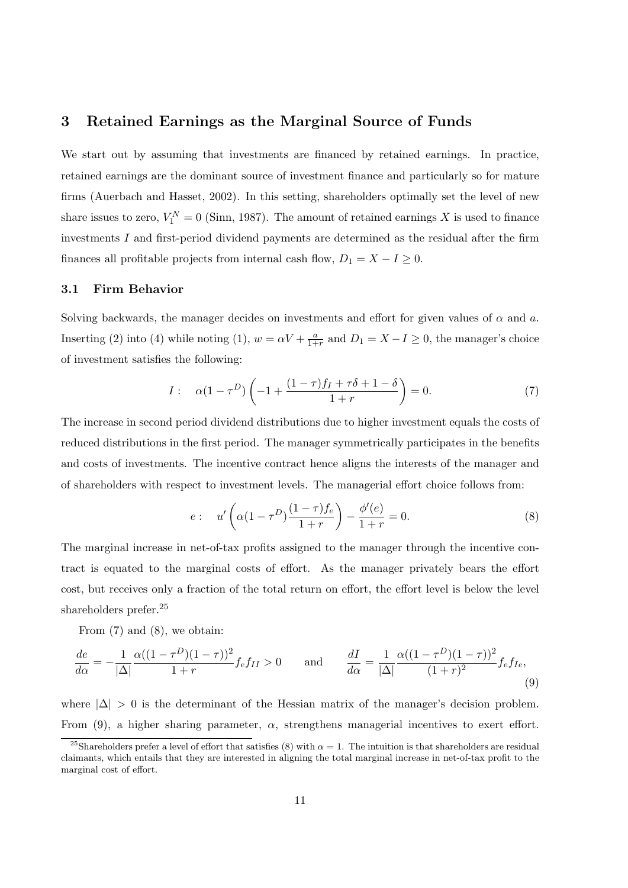## 3 Retained Earnings as the Marginal Source of Funds

We start out by assuming that investments are financed by retained earnings. In practice, retained earnings are the dominant source of investment finance and particularly so for mature firms (Auerbach and Hasset, 2002). In this setting, shareholders optimally set the level of new share issues to zero, $V_1^N = 0$ (Sinn, 1987). The amount of retained earnings $X$ is used to finance investments $I$ and first-period dividend payments are determined as the residual after the firm finances all profitable projects from internal cash flow, $D_1 = X - I \geq 0$.

### 3.1 Firm Behavior

Solving backwards, the manager decides on investments and effort for given values of $\alpha$ and $a$. Inserting (2) into (4) while noting (1), $w = \alpha V + \frac{a}{1+r}$ and $D_1 = X - I \geq 0$, the manager's choice of investment satisfies the following:

$$I: \quad \alpha(1-\tau^D)\left(-1 + \frac{(1-\tau)f_I + \tau\delta + 1 - \delta}{1+r}\right) = 0. \tag{7}$$

The increase in second period dividend distributions due to higher investment equals the costs of reduced distributions in the first period. The manager symmetrically participates in the benefits and costs of investments. The incentive contract hence aligns the interests of the manager and of shareholders with respect to investment levels. The managerial effort choice follows from:

$$e: \quad u'\left(\alpha(1-\tau^D)\frac{(1-\tau)f_e}{1+r}\right) - \frac{\phi'(e)}{1+r} = 0. \tag{8}$$

The marginal increase in net-of-tax profits assigned to the manager through the incentive contract is equated to the marginal costs of effort. As the manager privately bears the effort cost, but receives only a fraction of the total return on effort, the effort level is below the level shareholders prefer.[25]

From (7) and (8), we obtain:

$$\frac{de}{d\alpha} = -\frac{1}{|\Delta|}\frac{\alpha((1-\tau^D)(1-\tau))^2}{1+r}f_e f_{II} > 0 \qquad \text{and} \qquad \frac{dI}{d\alpha} = \frac{1}{|\Delta|}\frac{\alpha((1-\tau^D)(1-\tau))^2}{(1+r)^2}f_e f_{Ie}, \tag{9}$$

where $|\Delta| > 0$ is the determinant of the Hessian matrix of the manager's decision problem. From (9), a higher sharing parameter, $\alpha$, strengthens managerial incentives to exert effort.

[25] Shareholders prefer a level of effort that satisfies (8) with $\alpha = 1$. The intuition is that shareholders are residual claimants, which entails that they are interested in aligning the total marginal increase in net-of-tax profit to the marginal cost of effort.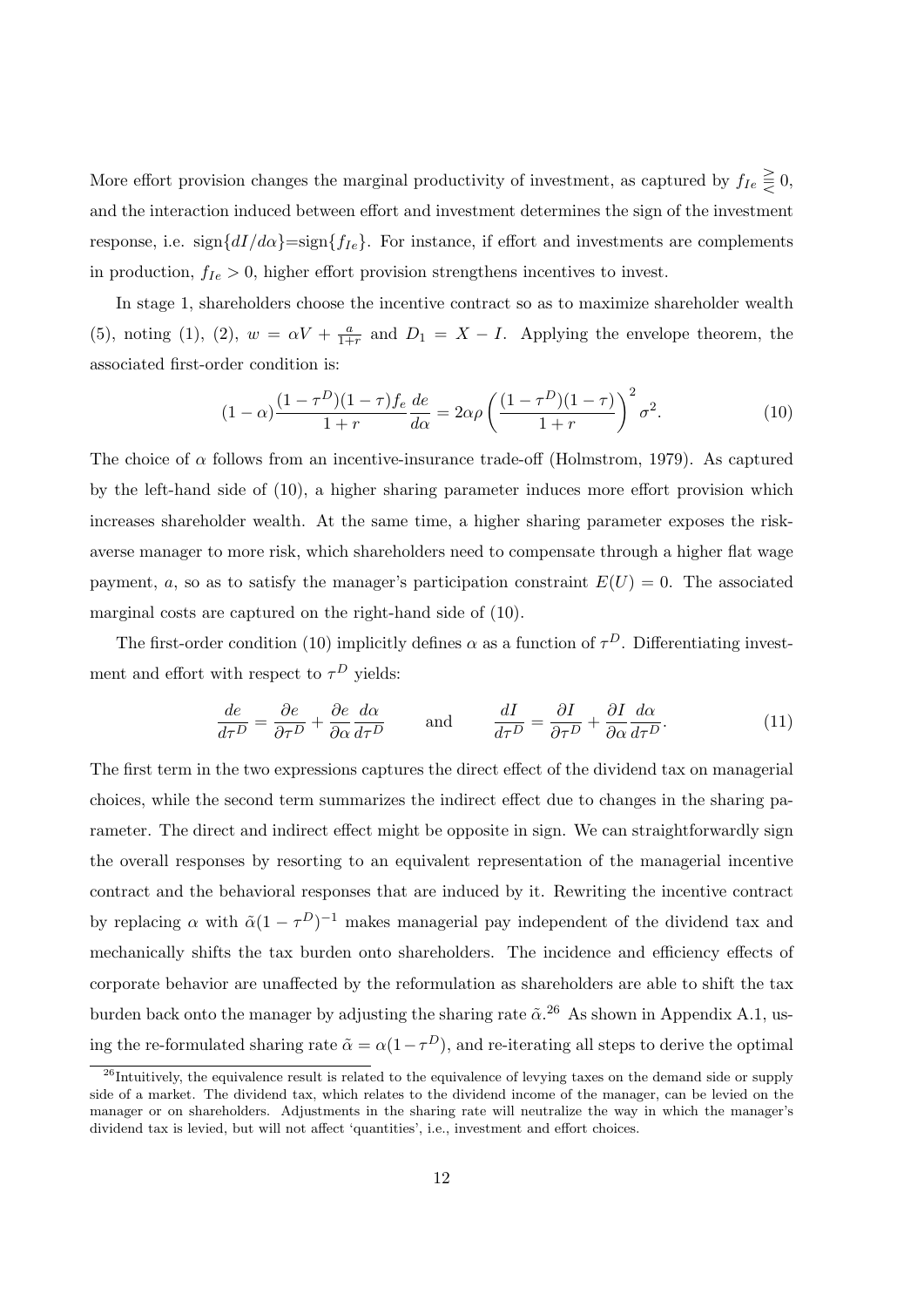More effort provision changes the marginal productivity of investment, as captured by $f_{Ie} \gtreqless 0$, and the interaction induced between effort and investment determines the sign of the investment response, i.e. sign$\{dI/d\alpha\}$=sign$\{f_{Ie}\}$. For instance, if effort and investments are complements in production, $f_{Ie} > 0$, higher effort provision strengthens incentives to invest.

In stage 1, shareholders choose the incentive contract so as to maximize shareholder wealth (5), noting (1), (2), $w = \alpha V + \frac{a}{1+r}$ and $D_1 = X - I$. Applying the envelope theorem, the associated first-order condition is:

$$(1-\alpha)\frac{(1-\tau^D)(1-\tau)f_e}{1+r}\frac{de}{d\alpha} = 2\alpha\rho\left(\frac{(1-\tau^D)(1-\tau)}{1+r}\right)^2\sigma^2. \tag{10}$$

The choice of $\alpha$ follows from an incentive-insurance trade-off (Holmstrom, 1979). As captured by the left-hand side of (10), a higher sharing parameter induces more effort provision which increases shareholder wealth. At the same time, a higher sharing parameter exposes the risk-averse manager to more risk, which shareholders need to compensate through a higher flat wage payment, $a$, so as to satisfy the manager's participation constraint $E(U) = 0$. The associated marginal costs are captured on the right-hand side of (10).

The first-order condition (10) implicitly defines $\alpha$ as a function of $\tau^D$. Differentiating investment and effort with respect to $\tau^D$ yields:

$$\frac{de}{d\tau^D} = \frac{\partial e}{\partial \tau^D} + \frac{\partial e}{\partial \alpha}\frac{d\alpha}{d\tau^D} \qquad \text{and} \qquad \frac{dI}{d\tau^D} = \frac{\partial I}{\partial \tau^D} + \frac{\partial I}{\partial \alpha}\frac{d\alpha}{d\tau^D}. \tag{11}$$

The first term in the two expressions captures the direct effect of the dividend tax on managerial choices, while the second term summarizes the indirect effect due to changes in the sharing parameter. The direct and indirect effect might be opposite in sign. We can straightforwardly sign the overall responses by resorting to an equivalent representation of the managerial incentive contract and the behavioral responses that are induced by it. Rewriting the incentive contract by replacing $\alpha$ with $\tilde{\alpha}(1-\tau^D)^{-1}$ makes managerial pay independent of the dividend tax and mechanically shifts the tax burden onto shareholders. The incidence and efficiency effects of corporate behavior are unaffected by the reformulation as shareholders are able to shift the tax burden back onto the manager by adjusting the sharing rate $\tilde{\alpha}$.[26] As shown in Appendix A.1, using the re-formulated sharing rate $\tilde{\alpha} = \alpha(1-\tau^D)$, and re-iterating all steps to derive the optimal

[26] Intuitively, the equivalence result is related to the equivalence of levying taxes on the demand side or supply side of a market. The dividend tax, which relates to the dividend income of the manager, can be levied on the manager or on shareholders. Adjustments in the sharing rate will neutralize the way in which the manager's dividend tax is levied, but will not affect 'quantities', i.e., investment and effort choices.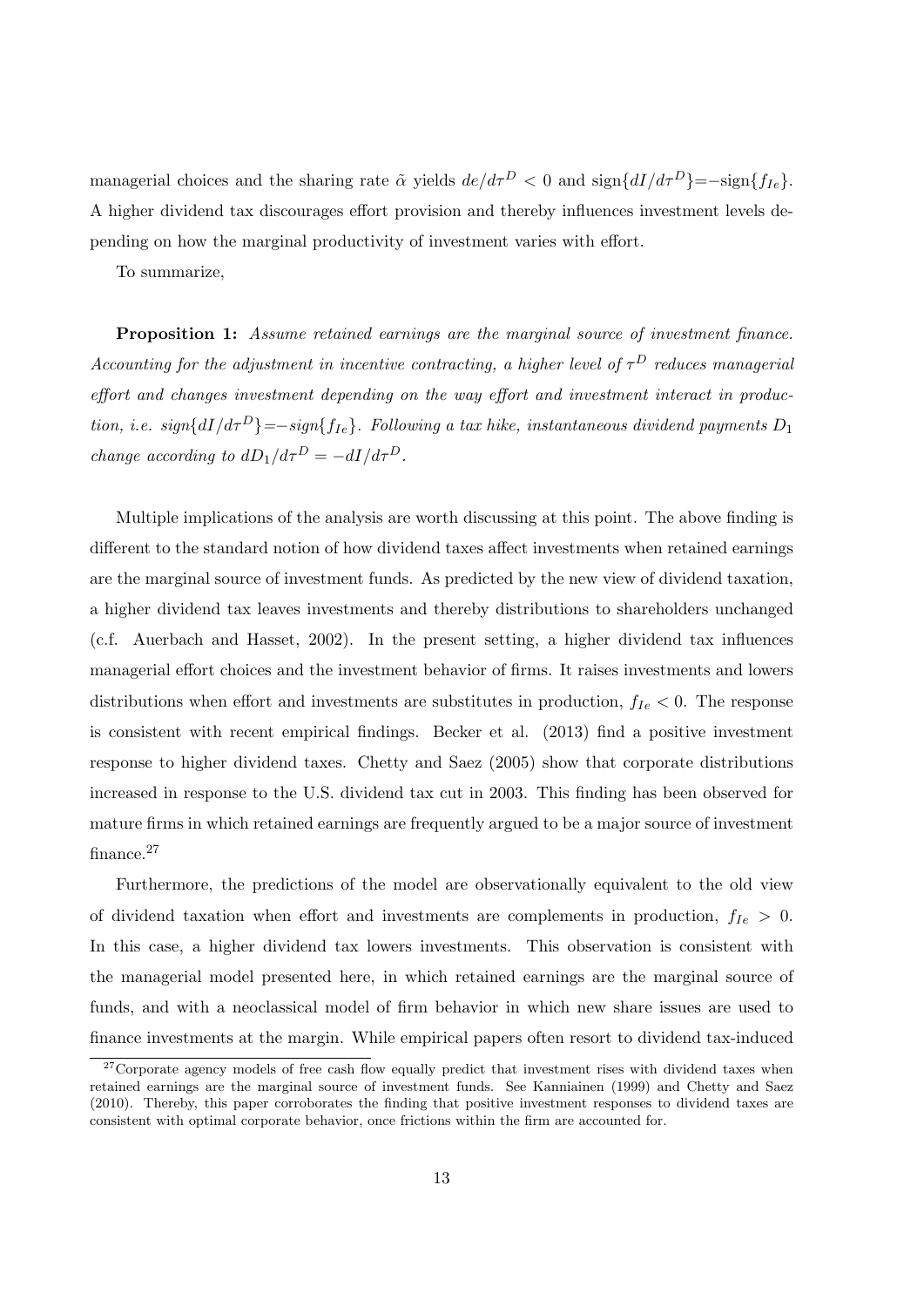managerial choices and the sharing rate $\tilde{\alpha}$ yields $de/d\tau^D < 0$ and $\text{sign}\{dI/d\tau^D\}=-\text{sign}\{f_{Ie}\}$. A higher dividend tax discourages effort provision and thereby influences investment levels depending on how the marginal productivity of investment varies with effort.

To summarize,

**Proposition 1:** *Assume retained earnings are the marginal source of investment finance. Accounting for the adjustment in incentive contracting, a higher level of $\tau^D$ reduces managerial effort and changes investment depending on the way effort and investment interact in production, i.e. $sign\{dI/d\tau^D\}=-sign\{f_{Ie}\}$. Following a tax hike, instantaneous dividend payments $D_1$ change according to $dD_1/d\tau^D = -dI/d\tau^D$.*

Multiple implications of the analysis are worth discussing at this point. The above finding is different to the standard notion of how dividend taxes affect investments when retained earnings are the marginal source of investment funds. As predicted by the new view of dividend taxation, a higher dividend tax leaves investments and thereby distributions to shareholders unchanged (c.f. Auerbach and Hasset, 2002). In the present setting, a higher dividend tax influences managerial effort choices and the investment behavior of firms. It raises investments and lowers distributions when effort and investments are substitutes in production, $f_{Ie} < 0$. The response is consistent with recent empirical findings. Becker et al. (2013) find a positive investment response to higher dividend taxes. Chetty and Saez (2005) show that corporate distributions increased in response to the U.S. dividend tax cut in 2003. This finding has been observed for mature firms in which retained earnings are frequently argued to be a major source of investment finance.[27]

Furthermore, the predictions of the model are observationally equivalent to the old view of dividend taxation when effort and investments are complements in production, $f_{Ie} > 0$. In this case, a higher dividend tax lowers investments. This observation is consistent with the managerial model presented here, in which retained earnings are the marginal source of funds, and with a neoclassical model of firm behavior in which new share issues are used to finance investments at the margin. While empirical papers often resort to dividend tax-induced

[27]Corporate agency models of free cash flow equally predict that investment rises with dividend taxes when retained earnings are the marginal source of investment funds. See Kanniainen (1999) and Chetty and Saez (2010). Thereby, this paper corroborates the finding that positive investment responses to dividend taxes are consistent with optimal corporate behavior, once frictions within the firm are accounted for.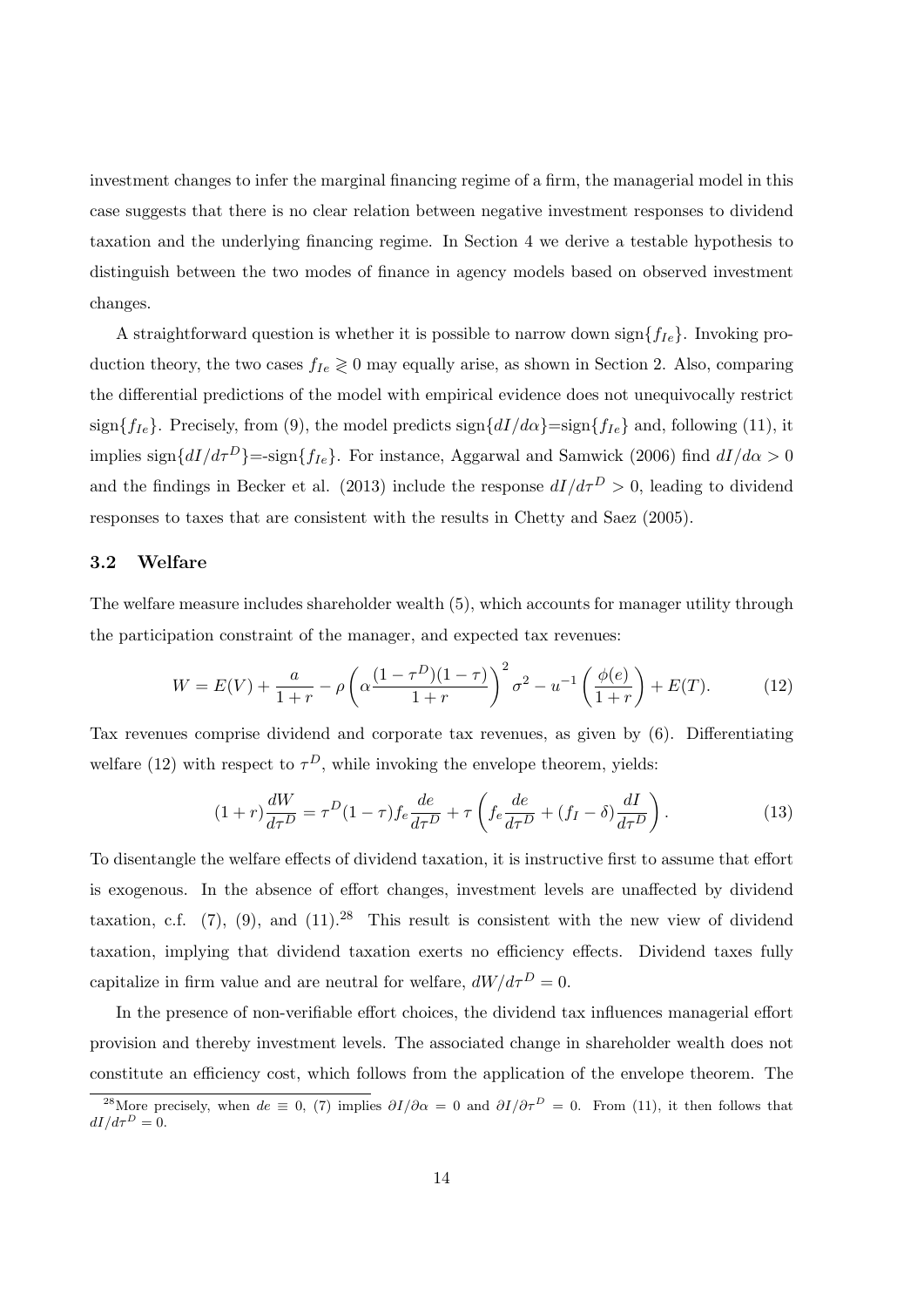investment changes to infer the marginal financing regime of a firm, the managerial model in this case suggests that there is no clear relation between negative investment responses to dividend taxation and the underlying financing regime. In Section 4 we derive a testable hypothesis to distinguish between the two modes of finance in agency models based on observed investment changes.

A straightforward question is whether it is possible to narrow down $\text{sign}\{f_{Ie}\}$. Invoking production theory, the two cases $f_{Ie} \gtrless 0$ may equally arise, as shown in Section 2. Also, comparing the differential predictions of the model with empirical evidence does not unequivocally restrict $\text{sign}\{f_{Ie}\}$. Precisely, from (9), the model predicts $\text{sign}\{dI/d\alpha\}$=$\text{sign}\{f_{Ie}\}$ and, following (11), it implies $\text{sign}\{dI/d\tau^D\}$=-$\text{sign}\{f_{Ie}\}$. For instance, Aggarwal and Samwick (2006) find $dI/d\alpha > 0$ and the findings in Becker et al. (2013) include the response $dI/d\tau^D > 0$, leading to dividend responses to taxes that are consistent with the results in Chetty and Saez (2005).

### 3.2 Welfare

The welfare measure includes shareholder wealth (5), which accounts for manager utility through the participation constraint of the manager, and expected tax revenues:

$$W = E(V) + \frac{a}{1+r} - \rho\left(\alpha\frac{(1-\tau^D)(1-\tau)}{1+r}\right)^2\sigma^2 - u^{-1}\left(\frac{\phi(e)}{1+r}\right) + E(T). \tag{12}$$

Tax revenues comprise dividend and corporate tax revenues, as given by (6). Differentiating welfare (12) with respect to $\tau^D$, while invoking the envelope theorem, yields:

$$(1+r)\frac{dW}{d\tau^D} = \tau^D(1-\tau)f_e\frac{de}{d\tau^D} + \tau\left(f_e\frac{de}{d\tau^D} + (f_I - \delta)\frac{dI}{d\tau^D}\right). \tag{13}$$

To disentangle the welfare effects of dividend taxation, it is instructive first to assume that effort is exogenous. In the absence of effort changes, investment levels are unaffected by dividend taxation, c.f. (7), (9), and (11).[28] This result is consistent with the new view of dividend taxation, implying that dividend taxation exerts no efficiency effects. Dividend taxes fully capitalize in firm value and are neutral for welfare, $dW/d\tau^D = 0$.

In the presence of non-verifiable effort choices, the dividend tax influences managerial effort provision and thereby investment levels. The associated change in shareholder wealth does not constitute an efficiency cost, which follows from the application of the envelope theorem. The

[28] More precisely, when $de \equiv 0$, (7) implies $\partial I/\partial\alpha = 0$ and $\partial I/\partial\tau^D = 0$. From (11), it then follows that $dI/d\tau^D = 0$.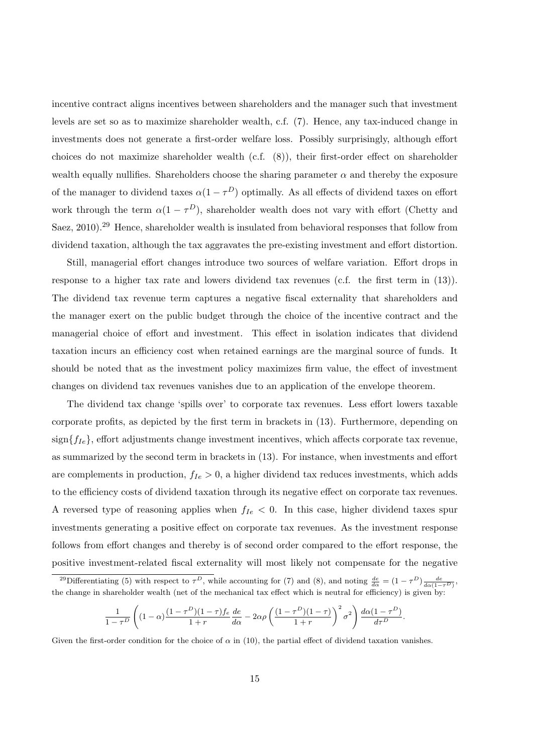incentive contract aligns incentives between shareholders and the manager such that investment levels are set so as to maximize shareholder wealth, c.f. (7). Hence, any tax-induced change in investments does not generate a first-order welfare loss. Possibly surprisingly, although effort choices do not maximize shareholder wealth (c.f. (8)), their first-order effect on shareholder wealth equally nullifies. Shareholders choose the sharing parameter $\alpha$ and thereby the exposure of the manager to dividend taxes $\alpha(1-\tau^D)$ optimally. As all effects of dividend taxes on effort work through the term $\alpha(1-\tau^D)$, shareholder wealth does not vary with effort (Chetty and Saez, 2010).[29] Hence, shareholder wealth is insulated from behavioral responses that follow from dividend taxation, although the tax aggravates the pre-existing investment and effort distortion.

Still, managerial effort changes introduce two sources of welfare variation. Effort drops in response to a higher tax rate and lowers dividend tax revenues (c.f. the first term in (13)). The dividend tax revenue term captures a negative fiscal externality that shareholders and the manager exert on the public budget through the choice of the incentive contract and the managerial choice of effort and investment. This effect in isolation indicates that dividend taxation incurs an efficiency cost when retained earnings are the marginal source of funds. It should be noted that as the investment policy maximizes firm value, the effect of investment changes on dividend tax revenues vanishes due to an application of the envelope theorem.

The dividend tax change 'spills over' to corporate tax revenues. Less effort lowers taxable corporate profits, as depicted by the first term in brackets in (13). Furthermore, depending on $\text{sign}\{f_{Ie}\}$, effort adjustments change investment incentives, which affects corporate tax revenue, as summarized by the second term in brackets in (13). For instance, when investments and effort are complements in production, $f_{Ie} > 0$, a higher dividend tax reduces investments, which adds to the efficiency costs of dividend taxation through its negative effect on corporate tax revenues. A reversed type of reasoning applies when $f_{Ie} < 0$. In this case, higher dividend taxes spur investments generating a positive effect on corporate tax revenues. As the investment response follows from effort changes and thereby is of second order compared to the effort response, the positive investment-related fiscal externality will most likely not compensate for the negative

[29] Differentiating (5) with respect to $\tau^D$, while accounting for (7) and (8), and noting $\frac{de}{d\alpha} = (1-\tau^D)\frac{de}{d\alpha(1-\tau^D)}$, the change in shareholder wealth (net of the mechanical tax effect which is neutral for efficiency) is given by:

$$\frac{1}{1-\tau^D}\left((1-\alpha)\frac{(1-\tau^D)(1-\tau)f_e}{1+r}\frac{de}{d\alpha} - 2\alpha\rho\left(\frac{(1-\tau^D)(1-\tau)}{1+r}\right)^2\sigma^2\right)\frac{d\alpha(1-\tau^D)}{d\tau^D}.$$

Given the first-order condition for the choice of $\alpha$ in (10), the partial effect of dividend taxation vanishes.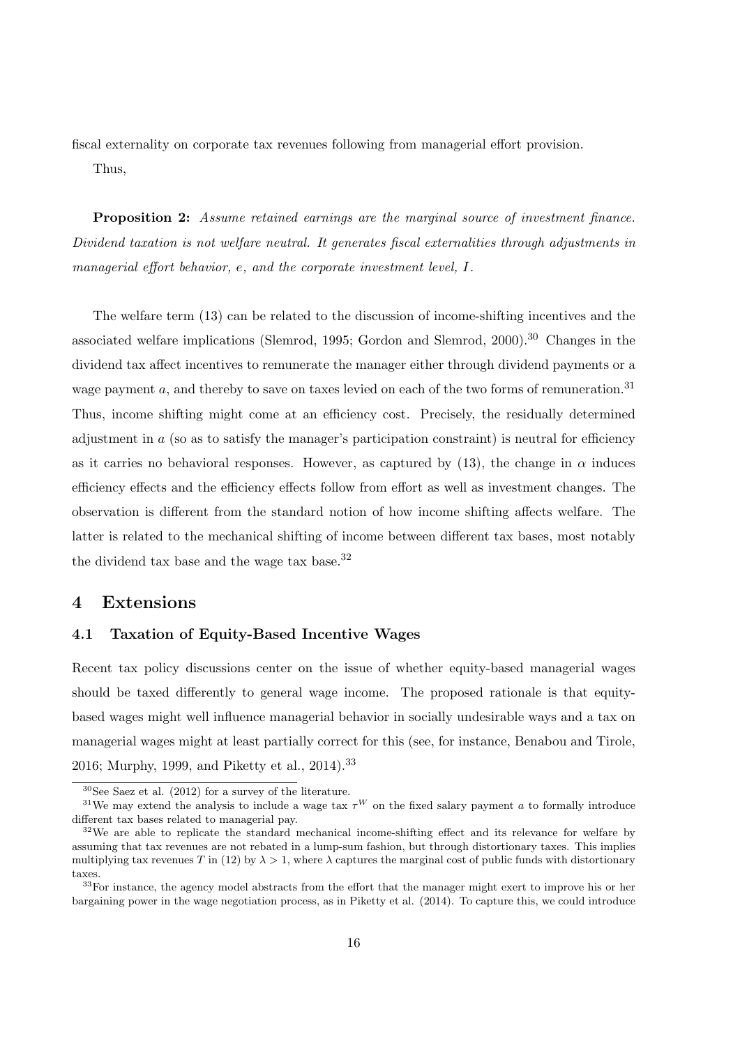fiscal externality on corporate tax revenues following from managerial effort provision.

Thus,

**Proposition 2:** *Assume retained earnings are the marginal source of investment finance. Dividend taxation is not welfare neutral. It generates fiscal externalities through adjustments in managerial effort behavior, $e$, and the corporate investment level, $I$.*

The welfare term (13) can be related to the discussion of income-shifting incentives and the associated welfare implications (Slemrod, 1995; Gordon and Slemrod, 2000).[30] Changes in the dividend tax affect incentives to remunerate the manager either through dividend payments or a wage payment $a$, and thereby to save on taxes levied on each of the two forms of remuneration.[31] Thus, income shifting might come at an efficiency cost. Precisely, the residually determined adjustment in $a$ (so as to satisfy the manager's participation constraint) is neutral for efficiency as it carries no behavioral responses. However, as captured by (13), the change in $\alpha$ induces efficiency effects and the efficiency effects follow from effort as well as investment changes. The observation is different from the standard notion of how income shifting affects welfare. The latter is related to the mechanical shifting of income between different tax bases, most notably the dividend tax base and the wage tax base.[32]

## 4 Extensions

### 4.1 Taxation of Equity-Based Incentive Wages

Recent tax policy discussions center on the issue of whether equity-based managerial wages should be taxed differently to general wage income. The proposed rationale is that equity-based wages might well influence managerial behavior in socially undesirable ways and a tax on managerial wages might at least partially correct for this (see, for instance, Benabou and Tirole, 2016; Murphy, 1999, and Piketty et al., 2014).[33]

---

[30] See Saez et al. (2012) for a survey of the literature.

[31] We may extend the analysis to include a wage tax $\tau^W$ on the fixed salary payment $a$ to formally introduce different tax bases related to managerial pay.

[32] We are able to replicate the standard mechanical income-shifting effect and its relevance for welfare by assuming that tax revenues are not rebated in a lump-sum fashion, but through distortionary taxes. This implies multiplying tax revenues $T$ in (12) by $\lambda > 1$, where $\lambda$ captures the marginal cost of public funds with distortionary taxes.

[33] For instance, the agency model abstracts from the effort that the manager might exert to improve his or her bargaining power in the wage negotiation process, as in Piketty et al. (2014). To capture this, we could introduce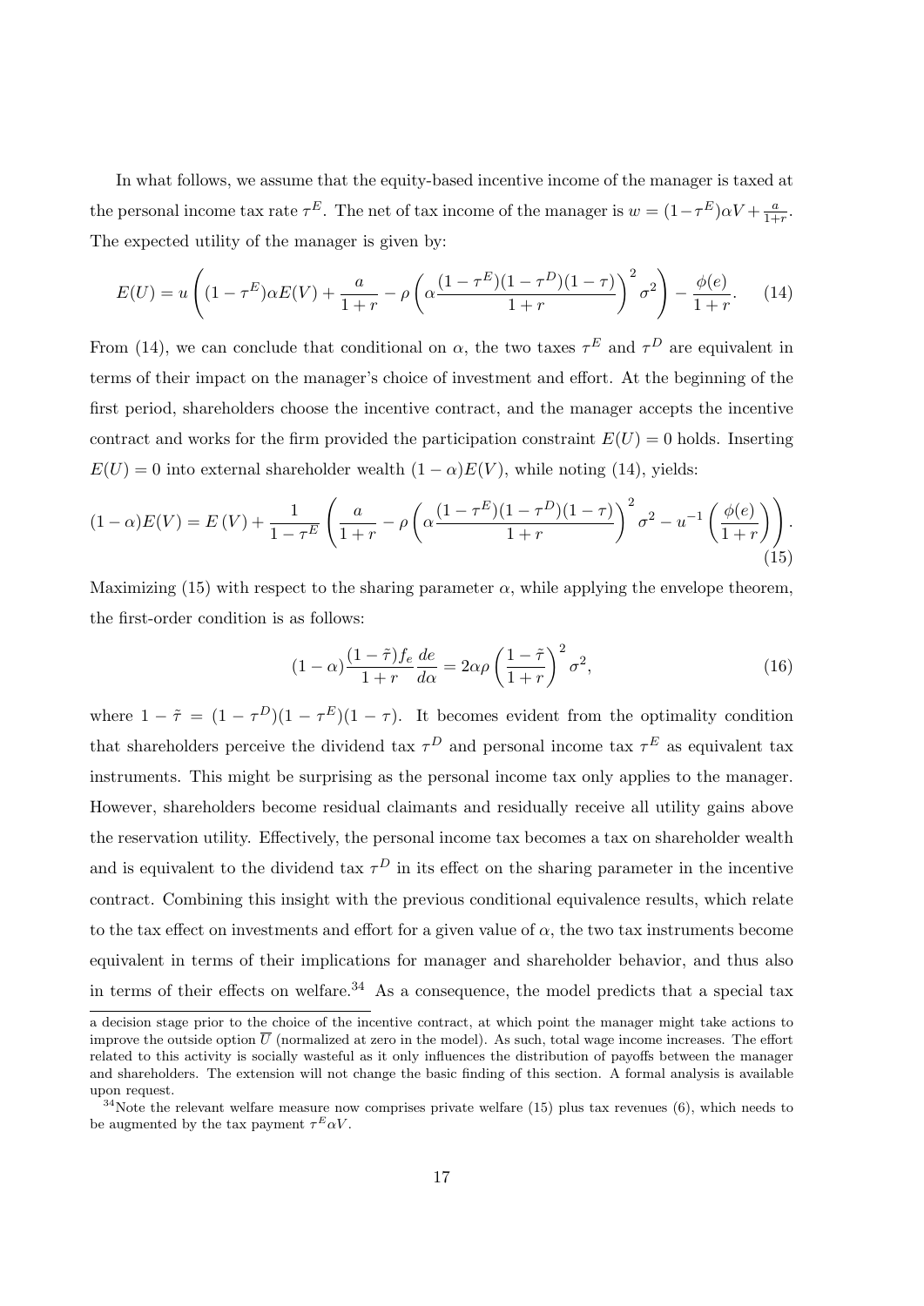In what follows, we assume that the equity-based incentive income of the manager is taxed at the personal income tax rate $\tau^E$. The net of tax income of the manager is $w = (1-\tau^E)\alpha V + \frac{a}{1+r}$. The expected utility of the manager is given by:

$$E(U) = u\left((1-\tau^E)\alpha E(V) + \frac{a}{1+r} - \rho\left(\alpha\frac{(1-\tau^E)(1-\tau^D)(1-\tau)}{1+r}\right)^2\sigma^2\right) - \frac{\phi(e)}{1+r}. \quad (14)$$

From (14), we can conclude that conditional on $\alpha$, the two taxes $\tau^E$ and $\tau^D$ are equivalent in terms of their impact on the manager's choice of investment and effort. At the beginning of the first period, shareholders choose the incentive contract, and the manager accepts the incentive contract and works for the firm provided the participation constraint $E(U) = 0$ holds. Inserting $E(U) = 0$ into external shareholder wealth $(1-\alpha)E(V)$, while noting (14), yields:

$$(1-\alpha)E(V) = E(V) + \frac{1}{1-\tau^E}\left(\frac{a}{1+r} - \rho\left(\alpha\frac{(1-\tau^E)(1-\tau^D)(1-\tau)}{1+r}\right)^2\sigma^2 - u^{-1}\left(\frac{\phi(e)}{1+r}\right)\right). \quad (15)$$

Maximizing (15) with respect to the sharing parameter $\alpha$, while applying the envelope theorem, the first-order condition is as follows:

$$(1-\alpha)\frac{(1-\tilde{\tau})f_e}{1+r}\frac{de}{d\alpha} = 2\alpha\rho\left(\frac{1-\tilde{\tau}}{1+r}\right)^2\sigma^2, \quad (16)$$

where $1-\tilde{\tau} = (1-\tau^D)(1-\tau^E)(1-\tau)$. It becomes evident from the optimality condition that shareholders perceive the dividend tax $\tau^D$ and personal income tax $\tau^E$ as equivalent tax instruments. This might be surprising as the personal income tax only applies to the manager. However, shareholders become residual claimants and residually receive all utility gains above the reservation utility. Effectively, the personal income tax becomes a tax on shareholder wealth and is equivalent to the dividend tax $\tau^D$ in its effect on the sharing parameter in the incentive contract. Combining this insight with the previous conditional equivalence results, which relate to the tax effect on investments and effort for a given value of $\alpha$, the two tax instruments become equivalent in terms of their implications for manager and shareholder behavior, and thus also in terms of their effects on welfare.[34] As a consequence, the model predicts that a special tax

a decision stage prior to the choice of the incentive contract, at which point the manager might take actions to improve the outside option $\overline{U}$ (normalized at zero in the model). As such, total wage income increases. The effort related to this activity is socially wasteful as it only influences the distribution of payoffs between the manager and shareholders. The extension will not change the basic finding of this section. A formal analysis is available upon request.

[34] Note the relevant welfare measure now comprises private welfare (15) plus tax revenues (6), which needs to be augmented by the tax payment $\tau^E\alpha V$.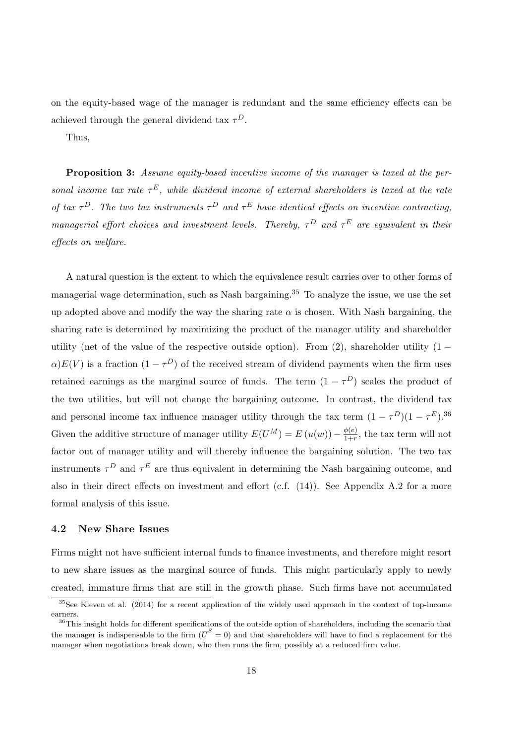on the equity-based wage of the manager is redundant and the same efficiency effects can be achieved through the general dividend tax $\tau^D$.

Thus,

**Proposition 3:** *Assume equity-based incentive income of the manager is taxed at the personal income tax rate $\tau^E$, while dividend income of external shareholders is taxed at the rate of tax $\tau^D$. The two tax instruments $\tau^D$ and $\tau^E$ have identical effects on incentive contracting, managerial effort choices and investment levels. Thereby, $\tau^D$ and $\tau^E$ are equivalent in their effects on welfare.*

A natural question is the extent to which the equivalence result carries over to other forms of managerial wage determination, such as Nash bargaining.[35] To analyze the issue, we use the set up adopted above and modify the way the sharing rate $\alpha$ is chosen. With Nash bargaining, the sharing rate is determined by maximizing the product of the manager utility and shareholder utility (net of the value of the respective outside option). From (2), shareholder utility $(1-\alpha)E(V)$ is a fraction $(1-\tau^D)$ of the received stream of dividend payments when the firm uses retained earnings as the marginal source of funds. The term $(1-\tau^D)$ scales the product of the two utilities, but will not change the bargaining outcome. In contrast, the dividend tax and personal income tax influence manager utility through the tax term $(1-\tau^D)(1-\tau^E)$.[36] Given the additive structure of manager utility $E(U^M) = E\left(u(w)\right) - \frac{\phi(e)}{1+r}$, the tax term will not factor out of manager utility and will thereby influence the bargaining solution. The two tax instruments $\tau^D$ and $\tau^E$ are thus equivalent in determining the Nash bargaining outcome, and also in their direct effects on investment and effort (c.f. (14)). See Appendix A.2 for a more formal analysis of this issue.

### 4.2 New Share Issues

Firms might not have sufficient internal funds to finance investments, and therefore might resort to new share issues as the marginal source of funds. This might particularly apply to newly created, immature firms that are still in the growth phase. Such firms have not accumulated

[35] See Kleven et al. (2014) for a recent application of the widely used approach in the context of top-income earners.

[36] This insight holds for different specifications of the outside option of shareholders, including the scenario that the manager is indispensable to the firm ($\overline{U}^S = 0$) and that shareholders will have to find a replacement for the manager when negotiations break down, who then runs the firm, possibly at a reduced firm value.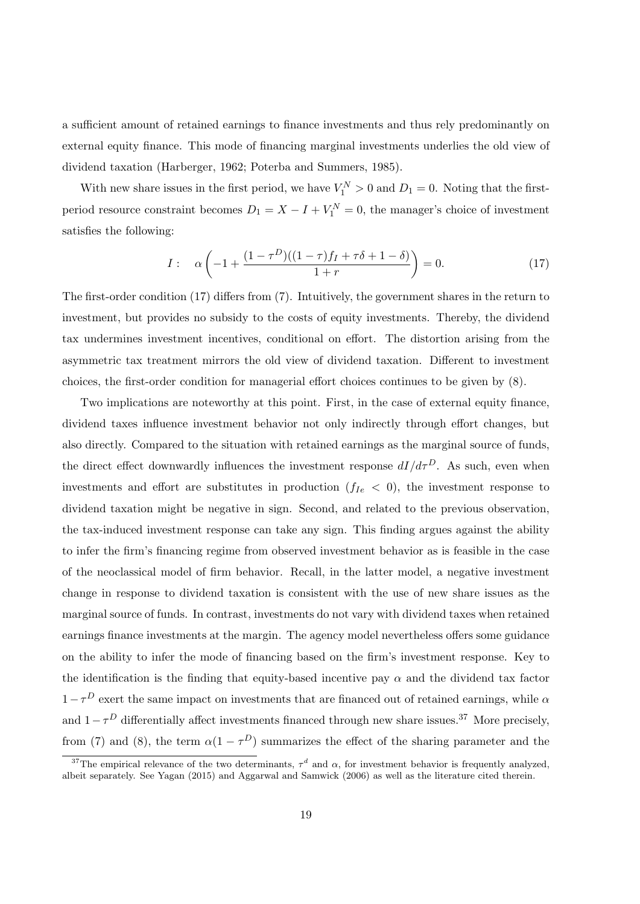a sufficient amount of retained earnings to finance investments and thus rely predominantly on external equity finance. This mode of financing marginal investments underlies the old view of dividend taxation (Harberger, 1962; Poterba and Summers, 1985).

With new share issues in the first period, we have $V_1^N > 0$ and $D_1 = 0$. Noting that the first-period resource constraint becomes $D_1 = X - I + V_1^N = 0$, the manager's choice of investment satisfies the following:

$$I: \quad \alpha \left( -1 + \frac{(1-\tau^D)((1-\tau)f_I + \tau\delta + 1 - \delta)}{1+r} \right) = 0. \tag{17}$$

The first-order condition (17) differs from (7). Intuitively, the government shares in the return to investment, but provides no subsidy to the costs of equity investments. Thereby, the dividend tax undermines investment incentives, conditional on effort. The distortion arising from the asymmetric tax treatment mirrors the old view of dividend taxation. Different to investment choices, the first-order condition for managerial effort choices continues to be given by (8).

Two implications are noteworthy at this point. First, in the case of external equity finance, dividend taxes influence investment behavior not only indirectly through effort changes, but also directly. Compared to the situation with retained earnings as the marginal source of funds, the direct effect downwardly influences the investment response $dI/d\tau^D$. As such, even when investments and effort are substitutes in production ($f_{Ie} < 0$), the investment response to dividend taxation might be negative in sign. Second, and related to the previous observation, the tax-induced investment response can take any sign. This finding argues against the ability to infer the firm's financing regime from observed investment behavior as is feasible in the case of the neoclassical model of firm behavior. Recall, in the latter model, a negative investment change in response to dividend taxation is consistent with the use of new share issues as the marginal source of funds. In contrast, investments do not vary with dividend taxes when retained earnings finance investments at the margin. The agency model nevertheless offers some guidance on the ability to infer the mode of financing based on the firm's investment response. Key to the identification is the finding that equity-based incentive pay $\alpha$ and the dividend tax factor $1 - \tau^D$ exert the same impact on investments that are financed out of retained earnings, while $\alpha$ and $1 - \tau^D$ differentially affect investments financed through new share issues.[37] More precisely, from (7) and (8), the term $\alpha(1 - \tau^D)$ summarizes the effect of the sharing parameter and the

[37] The empirical relevance of the two determinants, $\tau^d$ and $\alpha$, for investment behavior is frequently analyzed, albeit separately. See Yagan (2015) and Aggarwal and Samwick (2006) as well as the literature cited therein.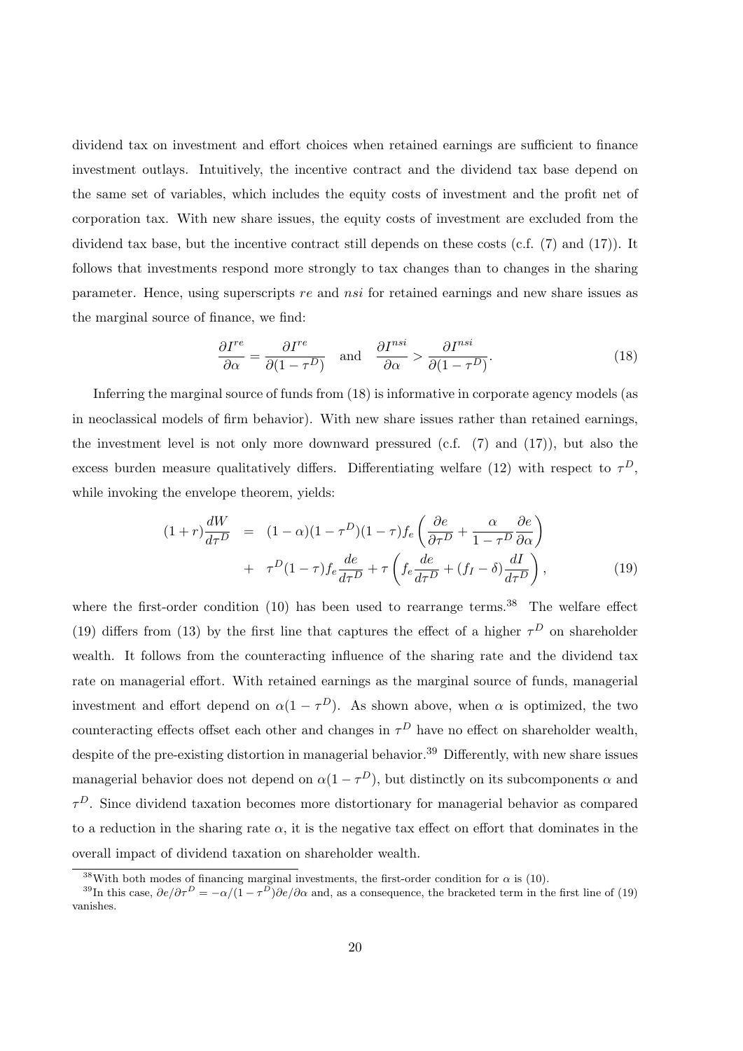dividend tax on investment and effort choices when retained earnings are sufficient to finance investment outlays. Intuitively, the incentive contract and the dividend tax base depend on the same set of variables, which includes the equity costs of investment and the profit net of corporation tax. With new share issues, the equity costs of investment are excluded from the dividend tax base, but the incentive contract still depends on these costs (c.f. (7) and (17)). It follows that investments respond more strongly to tax changes than to changes in the sharing parameter. Hence, using superscripts *re* and *nsi* for retained earnings and new share issues as the marginal source of finance, we find:

$$\frac{\partial I^{re}}{\partial \alpha} = \frac{\partial I^{re}}{\partial (1-\tau^D)} \quad \text{and} \quad \frac{\partial I^{nsi}}{\partial \alpha} > \frac{\partial I^{nsi}}{\partial (1-\tau^D)}. \tag{18}$$

Inferring the marginal source of funds from (18) is informative in corporate agency models (as in neoclassical models of firm behavior). With new share issues rather than retained earnings, the investment level is not only more downward pressured (c.f. (7) and (17)), but also the excess burden measure qualitatively differs. Differentiating welfare (12) with respect to $\tau^D$, while invoking the envelope theorem, yields:

$$\begin{aligned}(1+r)\frac{dW}{d\tau^D} &= (1-\alpha)(1-\tau^D)(1-\tau)f_e\left(\frac{\partial e}{\partial \tau^D} + \frac{\alpha}{1-\tau^D}\frac{\partial e}{\partial \alpha}\right) \\ &+ \tau^D(1-\tau)f_e\frac{de}{d\tau^D} + \tau\left(f_e\frac{de}{d\tau^D} + (f_I - \delta)\frac{dI}{d\tau^D}\right),\end{aligned} \tag{19}$$

where the first-order condition (10) has been used to rearrange terms.[38] The welfare effect (19) differs from (13) by the first line that captures the effect of a higher $\tau^D$ on shareholder wealth. It follows from the counteracting influence of the sharing rate and the dividend tax rate on managerial effort. With retained earnings as the marginal source of funds, managerial investment and effort depend on $\alpha(1-\tau^D)$. As shown above, when $\alpha$ is optimized, the two counteracting effects offset each other and changes in $\tau^D$ have no effect on shareholder wealth, despite of the pre-existing distortion in managerial behavior.[39] Differently, with new share issues managerial behavior does not depend on $\alpha(1-\tau^D)$, but distinctly on its subcomponents $\alpha$ and $\tau^D$. Since dividend taxation becomes more distortionary for managerial behavior as compared to a reduction in the sharing rate $\alpha$, it is the negative tax effect on effort that dominates in the overall impact of dividend taxation on shareholder wealth.

[38] With both modes of financing marginal investments, the first-order condition for $\alpha$ is (10).

[39] In this case, $\partial e/\partial \tau^D = -\alpha/(1-\tau^D)\partial e/\partial \alpha$ and, as a consequence, the bracketed term in the first line of (19) vanishes.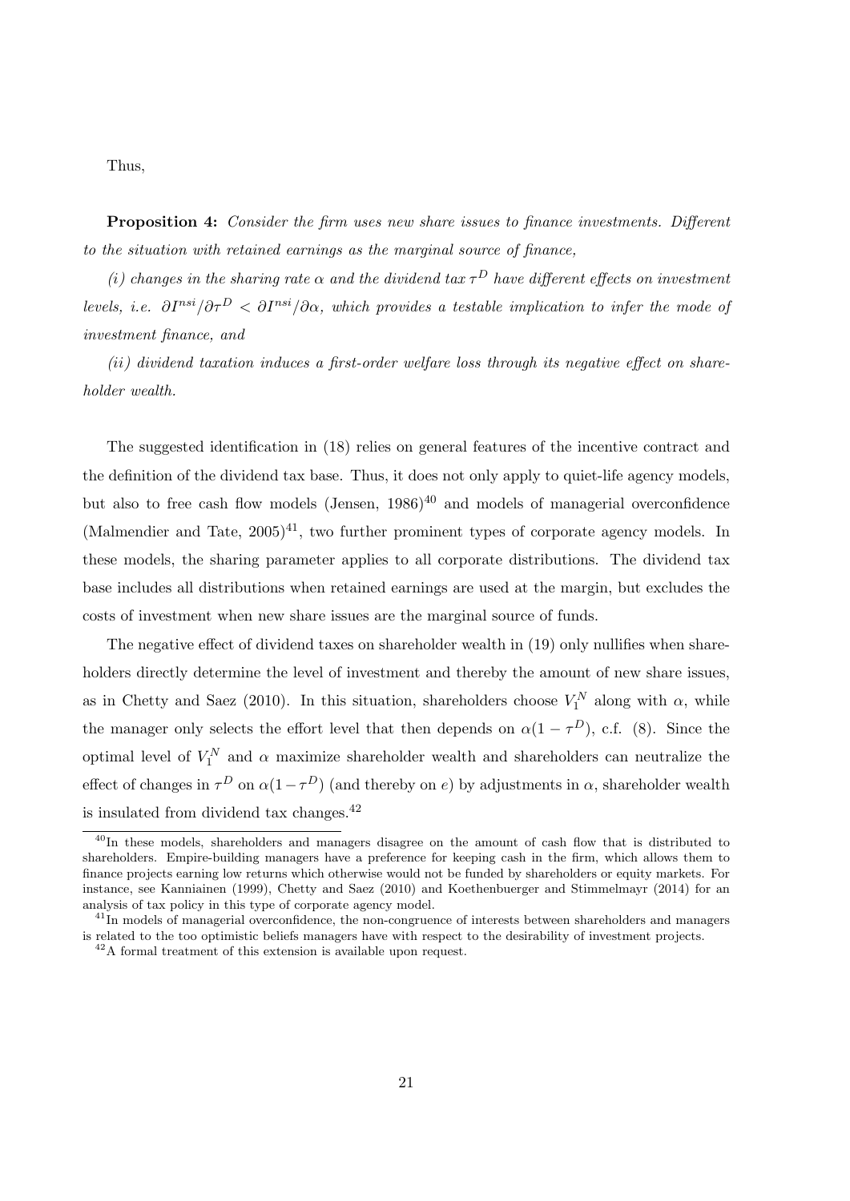Thus,

**Proposition 4:** *Consider the firm uses new share issues to finance investments. Different to the situation with retained earnings as the marginal source of finance,*

*(i) changes in the sharing rate $\alpha$ and the dividend tax $\tau^D$ have different effects on investment levels, i.e. $\partial I^{nsi}/\partial \tau^D < \partial I^{nsi}/\partial \alpha$, which provides a testable implication to infer the mode of investment finance, and*

*(ii) dividend taxation induces a first-order welfare loss through its negative effect on shareholder wealth.*

The suggested identification in (18) relies on general features of the incentive contract and the definition of the dividend tax base. Thus, it does not only apply to quiet-life agency models, but also to free cash flow models (Jensen, 1986)[40] and models of managerial overconfidence (Malmendier and Tate, 2005)[41], two further prominent types of corporate agency models. In these models, the sharing parameter applies to all corporate distributions. The dividend tax base includes all distributions when retained earnings are used at the margin, but excludes the costs of investment when new share issues are the marginal source of funds.

The negative effect of dividend taxes on shareholder wealth in (19) only nullifies when shareholders directly determine the level of investment and thereby the amount of new share issues, as in Chetty and Saez (2010). In this situation, shareholders choose $V_1^N$ along with $\alpha$, while the manager only selects the effort level that then depends on $\alpha(1-\tau^D)$, c.f. (8). Since the optimal level of $V_1^N$ and $\alpha$ maximize shareholder wealth and shareholders can neutralize the effect of changes in $\tau^D$ on $\alpha(1-\tau^D)$ (and thereby on $e$) by adjustments in $\alpha$, shareholder wealth is insulated from dividend tax changes.[42]

[40] In these models, shareholders and managers disagree on the amount of cash flow that is distributed to shareholders. Empire-building managers have a preference for keeping cash in the firm, which allows them to finance projects earning low returns which otherwise would not be funded by shareholders or equity markets. For instance, see Kanniainen (1999), Chetty and Saez (2010) and Koethenbuerger and Stimmelmayr (2014) for an analysis of tax policy in this type of corporate agency model.

[41] In models of managerial overconfidence, the non-congruence of interests between shareholders and managers is related to the too optimistic beliefs managers have with respect to the desirability of investment projects.

[42] A formal treatment of this extension is available upon request.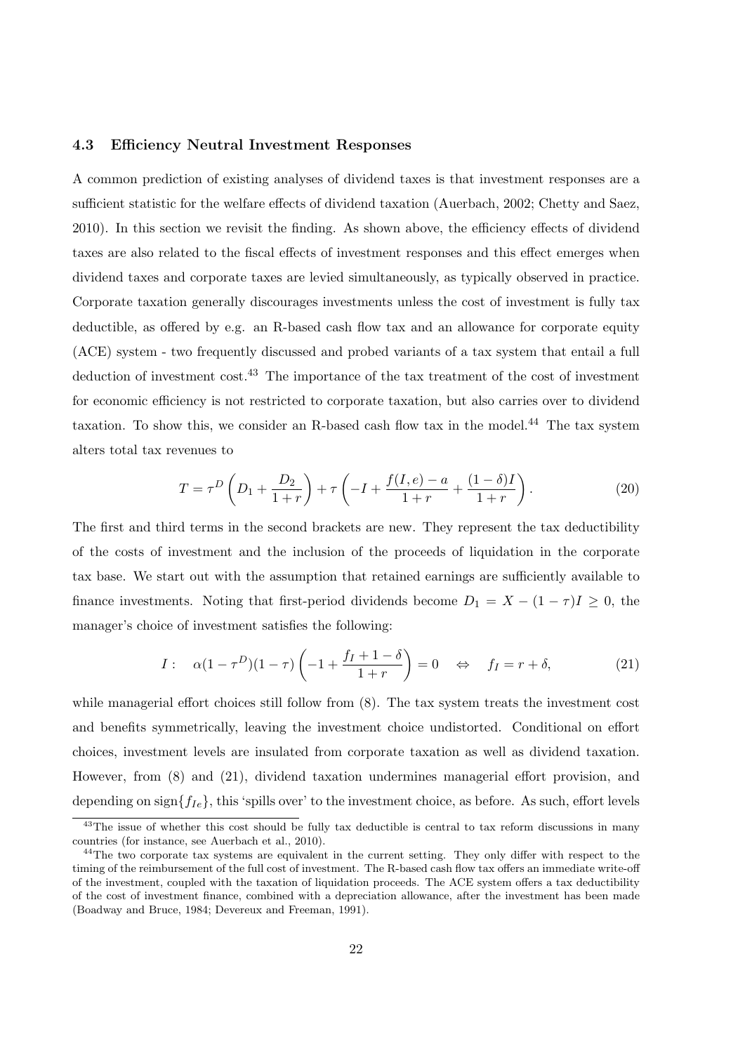### 4.3 Efficiency Neutral Investment Responses

A common prediction of existing analyses of dividend taxes is that investment responses are a sufficient statistic for the welfare effects of dividend taxation (Auerbach, 2002; Chetty and Saez, 2010). In this section we revisit the finding. As shown above, the efficiency effects of dividend taxes are also related to the fiscal effects of investment responses and this effect emerges when dividend taxes and corporate taxes are levied simultaneously, as typically observed in practice. Corporate taxation generally discourages investments unless the cost of investment is fully tax deductible, as offered by e.g. an R-based cash flow tax and an allowance for corporate equity (ACE) system - two frequently discussed and probed variants of a tax system that entail a full deduction of investment cost.[43] The importance of the tax treatment of the cost of investment for economic efficiency is not restricted to corporate taxation, but also carries over to dividend taxation. To show this, we consider an R-based cash flow tax in the model.[44] The tax system alters total tax revenues to

$$T = \tau^D \left( D_1 + \frac{D_2}{1+r} \right) + \tau \left( -I + \frac{f(I,e) - a}{1+r} + \frac{(1-\delta)I}{1+r} \right). \tag{20}$$

The first and third terms in the second brackets are new. They represent the tax deductibility of the costs of investment and the inclusion of the proceeds of liquidation in the corporate tax base. We start out with the assumption that retained earnings are sufficiently available to finance investments. Noting that first-period dividends become $D_1 = X - (1-\tau)I \geq 0$, the manager's choice of investment satisfies the following:

$$I: \quad \alpha(1-\tau^D)(1-\tau)\left( -1 + \frac{f_I + 1 - \delta}{1+r} \right) = 0 \quad \Leftrightarrow \quad f_I = r + \delta, \tag{21}$$

while managerial effort choices still follow from (8). The tax system treats the investment cost and benefits symmetrically, leaving the investment choice undistorted. Conditional on effort choices, investment levels are insulated from corporate taxation as well as dividend taxation. However, from (8) and (21), dividend taxation undermines managerial effort provision, and depending on $\text{sign}\{f_{Ie}\}$, this 'spills over' to the investment choice, as before. As such, effort levels

[43] The issue of whether this cost should be fully tax deductible is central to tax reform discussions in many countries (for instance, see Auerbach et al., 2010).

[44] The two corporate tax systems are equivalent in the current setting. They only differ with respect to the timing of the reimbursement of the full cost of investment. The R-based cash flow tax offers an immediate write-off of the investment, coupled with the taxation of liquidation proceeds. The ACE system offers a tax deductibility of the cost of investment finance, combined with a depreciation allowance, after the investment has been made (Boadway and Bruce, 1984; Devereux and Freeman, 1991).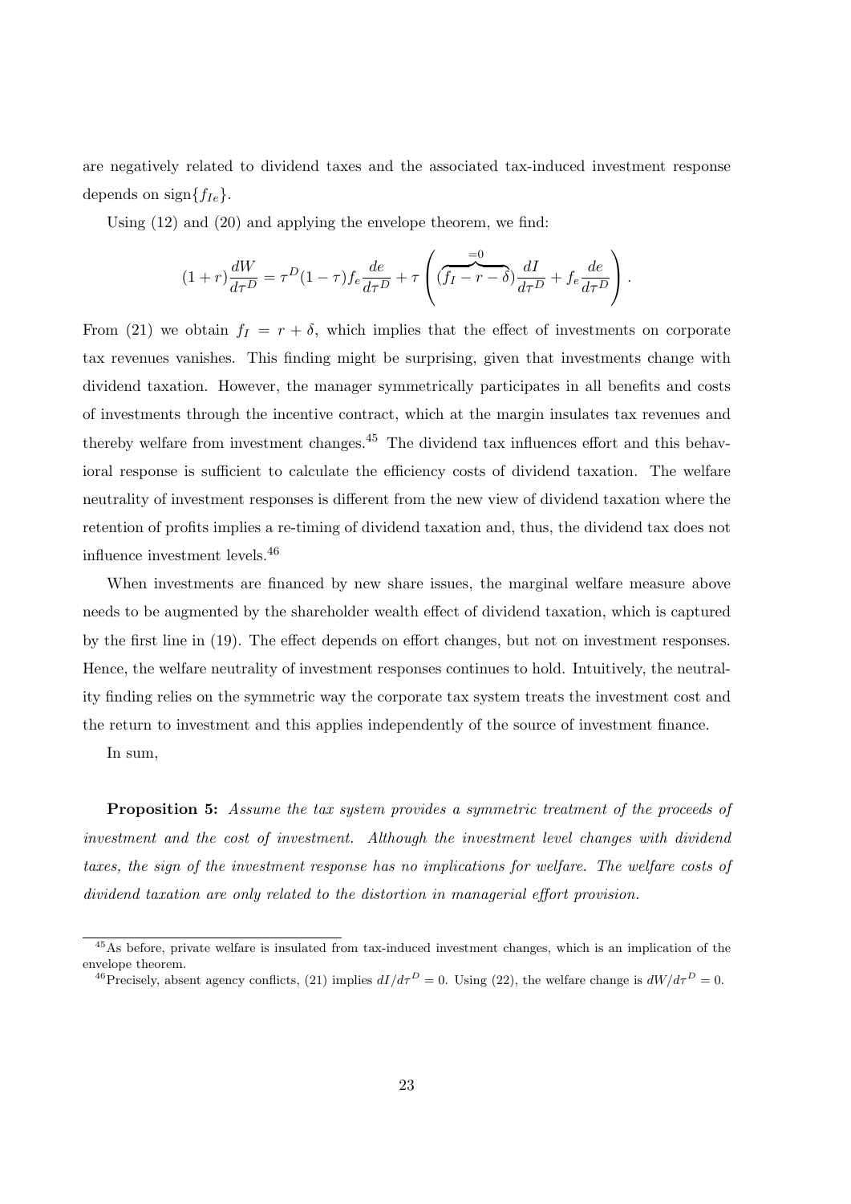are negatively related to dividend taxes and the associated tax-induced investment response depends on $\text{sign}\{f_{Ie}\}$.

Using (12) and (20) and applying the envelope theorem, we find:

$$(1+r)\frac{dW}{d\tau^D} = \tau^D(1-\tau)f_e\frac{de}{d\tau^D} + \tau\left(\overbrace{(f_I - r - \delta)}^{=0}\frac{dI}{d\tau^D} + f_e\frac{de}{d\tau^D}\right).$$

From (21) we obtain $f_I = r + \delta$, which implies that the effect of investments on corporate tax revenues vanishes. This finding might be surprising, given that investments change with dividend taxation. However, the manager symmetrically participates in all benefits and costs of investments through the incentive contract, which at the margin insulates tax revenues and thereby welfare from investment changes.[45] The dividend tax influences effort and this behavioral response is sufficient to calculate the efficiency costs of dividend taxation. The welfare neutrality of investment responses is different from the new view of dividend taxation where the retention of profits implies a re-timing of dividend taxation and, thus, the dividend tax does not influence investment levels.[46]

When investments are financed by new share issues, the marginal welfare measure above needs to be augmented by the shareholder wealth effect of dividend taxation, which is captured by the first line in (19). The effect depends on effort changes, but not on investment responses. Hence, the welfare neutrality of investment responses continues to hold. Intuitively, the neutrality finding relies on the symmetric way the corporate tax system treats the investment cost and the return to investment and this applies independently of the source of investment finance.

In sum,

**Proposition 5:** *Assume the tax system provides a symmetric treatment of the proceeds of investment and the cost of investment. Although the investment level changes with dividend taxes, the sign of the investment response has no implications for welfare. The welfare costs of dividend taxation are only related to the distortion in managerial effort provision.*

[45] As before, private welfare is insulated from tax-induced investment changes, which is an implication of the envelope theorem.

[46] Precisely, absent agency conflicts, (21) implies $dI/d\tau^D = 0$. Using (22), the welfare change is $dW/d\tau^D = 0$.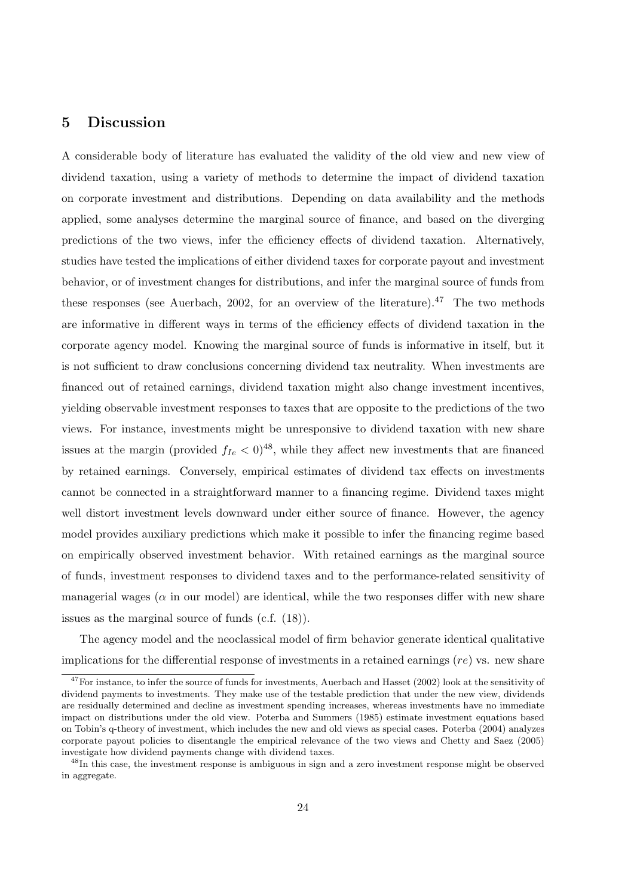## 5 Discussion

A considerable body of literature has evaluated the validity of the old view and new view of dividend taxation, using a variety of methods to determine the impact of dividend taxation on corporate investment and distributions. Depending on data availability and the methods applied, some analyses determine the marginal source of finance, and based on the diverging predictions of the two views, infer the efficiency effects of dividend taxation. Alternatively, studies have tested the implications of either dividend taxes for corporate payout and investment behavior, or of investment changes for distributions, and infer the marginal source of funds from these responses (see Auerbach, 2002, for an overview of the literature).[47] The two methods are informative in different ways in terms of the efficiency effects of dividend taxation in the corporate agency model. Knowing the marginal source of funds is informative in itself, but it is not sufficient to draw conclusions concerning dividend tax neutrality. When investments are financed out of retained earnings, dividend taxation might also change investment incentives, yielding observable investment responses to taxes that are opposite to the predictions of the two views. For instance, investments might be unresponsive to dividend taxation with new share issues at the margin (provided $f_{Ie} < 0$)[48], while they affect new investments that are financed by retained earnings. Conversely, empirical estimates of dividend tax effects on investments cannot be connected in a straightforward manner to a financing regime. Dividend taxes might well distort investment levels downward under either source of finance. However, the agency model provides auxiliary predictions which make it possible to infer the financing regime based on empirically observed investment behavior. With retained earnings as the marginal source of funds, investment responses to dividend taxes and to the performance-related sensitivity of managerial wages ($\alpha$ in our model) are identical, while the two responses differ with new share issues as the marginal source of funds (c.f. (18)).

The agency model and the neoclassical model of firm behavior generate identical qualitative implications for the differential response of investments in a retained earnings ($re$) vs. new share

[47] For instance, to infer the source of funds for investments, Auerbach and Hasset (2002) look at the sensitivity of dividend payments to investments. They make use of the testable prediction that under the new view, dividends are residually determined and decline as investment spending increases, whereas investments have no immediate impact on distributions under the old view. Poterba and Summers (1985) estimate investment equations based on Tobin's q-theory of investment, which includes the new and old views as special cases. Poterba (2004) analyzes corporate payout policies to disentangle the empirical relevance of the two views and Chetty and Saez (2005) investigate how dividend payments change with dividend taxes.

[48] In this case, the investment response is ambiguous in sign and a zero investment response might be observed in aggregate.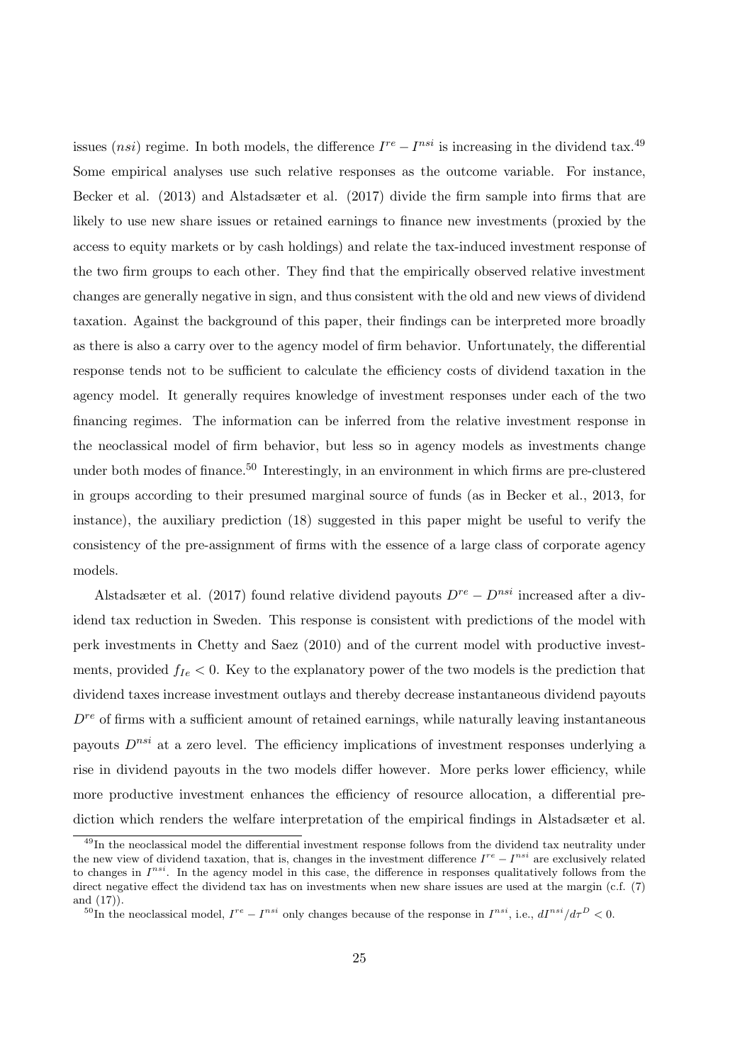issues ($nsi$) regime. In both models, the difference $I^{re} - I^{nsi}$ is increasing in the dividend tax.[49] Some empirical analyses use such relative responses as the outcome variable. For instance, Becker et al. (2013) and Alstadsæter et al. (2017) divide the firm sample into firms that are likely to use new share issues or retained earnings to finance new investments (proxied by the access to equity markets or by cash holdings) and relate the tax-induced investment response of the two firm groups to each other. They find that the empirically observed relative investment changes are generally negative in sign, and thus consistent with the old and new views of dividend taxation. Against the background of this paper, their findings can be interpreted more broadly as there is also a carry over to the agency model of firm behavior. Unfortunately, the differential response tends not to be sufficient to calculate the efficiency costs of dividend taxation in the agency model. It generally requires knowledge of investment responses under each of the two financing regimes. The information can be inferred from the relative investment response in the neoclassical model of firm behavior, but less so in agency models as investments change under both modes of finance.[50] Interestingly, in an environment in which firms are pre-clustered in groups according to their presumed marginal source of funds (as in Becker et al., 2013, for instance), the auxiliary prediction (18) suggested in this paper might be useful to verify the consistency of the pre-assignment of firms with the essence of a large class of corporate agency models.

Alstadsæter et al. (2017) found relative dividend payouts $D^{re} - D^{nsi}$ increased after a dividend tax reduction in Sweden. This response is consistent with predictions of the model with perk investments in Chetty and Saez (2010) and of the current model with productive investments, provided $f_{Ie} < 0$. Key to the explanatory power of the two models is the prediction that dividend taxes increase investment outlays and thereby decrease instantaneous dividend payouts $D^{re}$ of firms with a sufficient amount of retained earnings, while naturally leaving instantaneous payouts $D^{nsi}$ at a zero level. The efficiency implications of investment responses underlying a rise in dividend payouts in the two models differ however. More perks lower efficiency, while more productive investment enhances the efficiency of resource allocation, a differential prediction which renders the welfare interpretation of the empirical findings in Alstadsæter et al.

[49] In the neoclassical model the differential investment response follows from the dividend tax neutrality under the new view of dividend taxation, that is, changes in the investment difference $I^{re} - I^{nsi}$ are exclusively related to changes in $I^{nsi}$. In the agency model in this case, the difference in responses qualitatively follows from the direct negative effect the dividend tax has on investments when new share issues are used at the margin (c.f. (7) and (17)).

[50] In the neoclassical model, $I^{re} - I^{nsi}$ only changes because of the response in $I^{nsi}$, i.e., $dI^{nsi}/d\tau^D < 0$.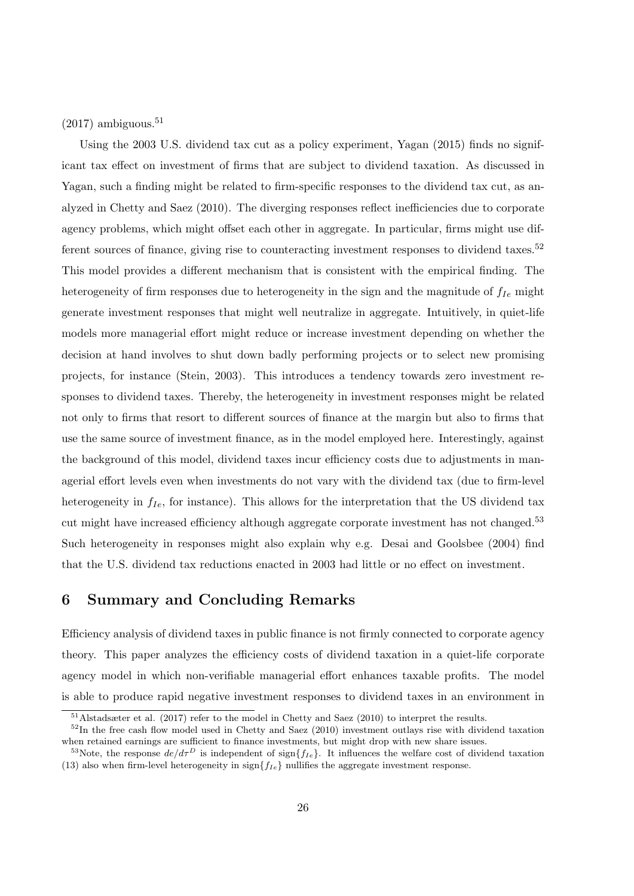(2017) ambiguous.[51]

Using the 2003 U.S. dividend tax cut as a policy experiment, Yagan (2015) finds no significant tax effect on investment of firms that are subject to dividend taxation. As discussed in Yagan, such a finding might be related to firm-specific responses to the dividend tax cut, as analyzed in Chetty and Saez (2010). The diverging responses reflect inefficiencies due to corporate agency problems, which might offset each other in aggregate. In particular, firms might use different sources of finance, giving rise to counteracting investment responses to dividend taxes.[52] This model provides a different mechanism that is consistent with the empirical finding. The heterogeneity of firm responses due to heterogeneity in the sign and the magnitude of $f_{Ie}$ might generate investment responses that might well neutralize in aggregate. Intuitively, in quiet-life models more managerial effort might reduce or increase investment depending on whether the decision at hand involves to shut down badly performing projects or to select new promising projects, for instance (Stein, 2003). This introduces a tendency towards zero investment responses to dividend taxes. Thereby, the heterogeneity in investment responses might be related not only to firms that resort to different sources of finance at the margin but also to firms that use the same source of investment finance, as in the model employed here. Interestingly, against the background of this model, dividend taxes incur efficiency costs due to adjustments in managerial effort levels even when investments do not vary with the dividend tax (due to firm-level heterogeneity in $f_{Ie}$, for instance). This allows for the interpretation that the US dividend tax cut might have increased efficiency although aggregate corporate investment has not changed.[53] Such heterogeneity in responses might also explain why e.g. Desai and Goolsbee (2004) find that the U.S. dividend tax reductions enacted in 2003 had little or no effect on investment.

## 6 Summary and Concluding Remarks

Efficiency analysis of dividend taxes in public finance is not firmly connected to corporate agency theory. This paper analyzes the efficiency costs of dividend taxation in a quiet-life corporate agency model in which non-verifiable managerial effort enhances taxable profits. The model is able to produce rapid negative investment responses to dividend taxes in an environment in

[51] Alstadsæter et al. (2017) refer to the model in Chetty and Saez (2010) to interpret the results.

[52] In the free cash flow model used in Chetty and Saez (2010) investment outlays rise with dividend taxation when retained earnings are sufficient to finance investments, but might drop with new share issues.

[53] Note, the response $de/d\tau^D$ is independent of $\text{sign}\{f_{Ie}\}$. It influences the welfare cost of dividend taxation (13) also when firm-level heterogeneity in $\text{sign}\{f_{Ie}\}$ nullifies the aggregate investment response.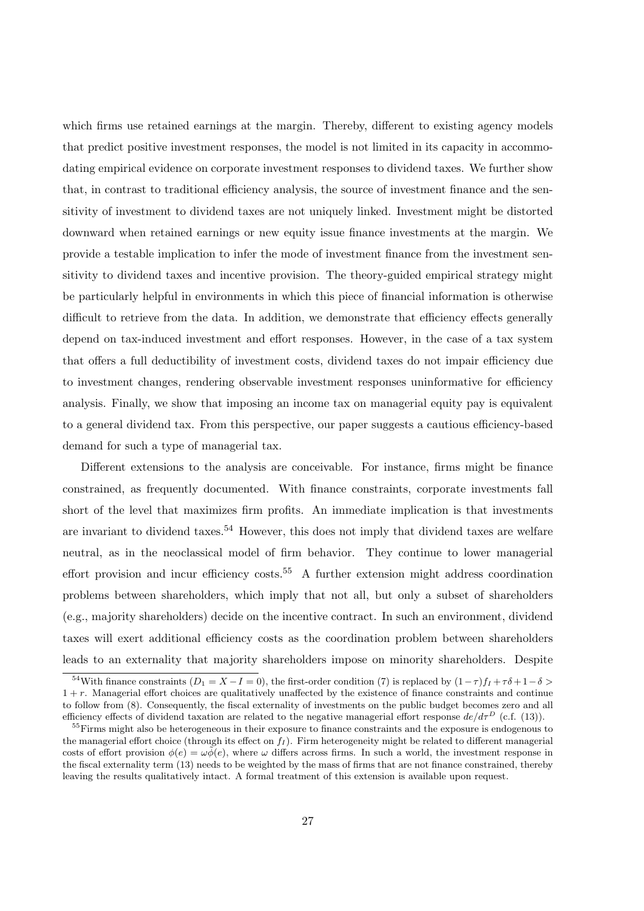which firms use retained earnings at the margin. Thereby, different to existing agency models that predict positive investment responses, the model is not limited in its capacity in accommodating empirical evidence on corporate investment responses to dividend taxes. We further show that, in contrast to traditional efficiency analysis, the source of investment finance and the sensitivity of investment to dividend taxes are not uniquely linked. Investment might be distorted downward when retained earnings or new equity issue finance investments at the margin. We provide a testable implication to infer the mode of investment finance from the investment sensitivity to dividend taxes and incentive provision. The theory-guided empirical strategy might be particularly helpful in environments in which this piece of financial information is otherwise difficult to retrieve from the data. In addition, we demonstrate that efficiency effects generally depend on tax-induced investment and effort responses. However, in the case of a tax system that offers a full deductibility of investment costs, dividend taxes do not impair efficiency due to investment changes, rendering observable investment responses uninformative for efficiency analysis. Finally, we show that imposing an income tax on managerial equity pay is equivalent to a general dividend tax. From this perspective, our paper suggests a cautious efficiency-based demand for such a type of managerial tax.

Different extensions to the analysis are conceivable. For instance, firms might be finance constrained, as frequently documented. With finance constraints, corporate investments fall short of the level that maximizes firm profits. An immediate implication is that investments are invariant to dividend taxes.[54] However, this does not imply that dividend taxes are welfare neutral, as in the neoclassical model of firm behavior. They continue to lower managerial effort provision and incur efficiency costs.[55] A further extension might address coordination problems between shareholders, which imply that not all, but only a subset of shareholders (e.g., majority shareholders) decide on the incentive contract. In such an environment, dividend taxes will exert additional efficiency costs as the coordination problem between shareholders leads to an externality that majority shareholders impose on minority shareholders. Despite

---

[54] With finance constraints ($D_1 = X - I = 0$), the first-order condition (7) is replaced by $(1-\tau)f_I + \tau\delta + 1 - \delta > 1 + r$. Managerial effort choices are qualitatively unaffected by the existence of finance constraints and continue to follow from (8). Consequently, the fiscal externality of investments on the public budget becomes zero and all efficiency effects of dividend taxation are related to the negative managerial effort response $de/d\tau^D$ (c.f. (13)).

[55] Firms might also be heterogeneous in their exposure to finance constraints and the exposure is endogenous to the managerial effort choice (through its effect on $f_I$). Firm heterogeneity might be related to different managerial costs of effort provision $\phi(e) = \omega\tilde{\phi}(e)$, where $\omega$ differs across firms. In such a world, the investment response in the fiscal externality term (13) needs to be weighted by the mass of firms that are not finance constrained, thereby leaving the results qualitatively intact. A formal treatment of this extension is available upon request.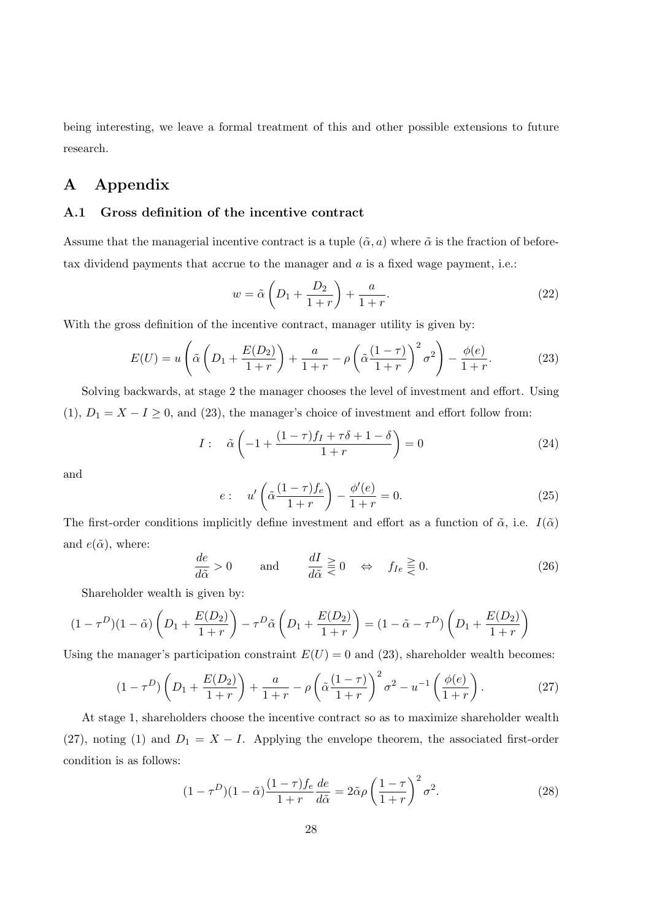being interesting, we leave a formal treatment of this and other possible extensions to future research.

# A Appendix

## A.1 Gross definition of the incentive contract

Assume that the managerial incentive contract is a tuple $(\tilde{\alpha}, a)$ where $\tilde{\alpha}$ is the fraction of before-tax dividend payments that accrue to the manager and $a$ is a fixed wage payment, i.e.:

$$w = \tilde{\alpha}\left(D_1 + \frac{D_2}{1+r}\right) + \frac{a}{1+r}. \tag{22}$$

With the gross definition of the incentive contract, manager utility is given by:

$$E(U) = u\left(\tilde{\alpha}\left(D_1 + \frac{E(D_2)}{1+r}\right) + \frac{a}{1+r} - \rho\left(\tilde{\alpha}\frac{(1-\tau)}{1+r}\right)^2\sigma^2\right) - \frac{\phi(e)}{1+r}. \tag{23}$$

Solving backwards, at stage 2 the manager chooses the level of investment and effort. Using (1), $D_1 = X - I \geq 0$, and (23), the manager's choice of investment and effort follow from:

$$I: \quad \tilde{\alpha}\left(-1 + \frac{(1-\tau)f_I + \tau\delta + 1 - \delta}{1+r}\right) = 0 \tag{24}$$

and

$$e: \quad u'\left(\tilde{\alpha}\frac{(1-\tau)f_e}{1+r}\right) - \frac{\phi'(e)}{1+r} = 0. \tag{25}$$

The first-order conditions implicitly define investment and effort as a function of $\tilde{\alpha}$, i.e. $I(\tilde{\alpha})$ and $e(\tilde{\alpha})$, where:

$$\frac{de}{d\tilde{\alpha}} > 0 \qquad \text{and} \qquad \frac{dI}{d\tilde{\alpha}} \gtreqless 0 \quad \Leftrightarrow \quad f_{Ie} \gtreqless 0. \tag{26}$$

Shareholder wealth is given by:

$$(1-\tau^D)(1-\tilde{\alpha})\left(D_1 + \frac{E(D_2)}{1+r}\right) - \tau^D\tilde{\alpha}\left(D_1 + \frac{E(D_2)}{1+r}\right) = (1 - \tilde{\alpha} - \tau^D)\left(D_1 + \frac{E(D_2)}{1+r}\right)$$

Using the manager's participation constraint $E(U) = 0$ and (23), shareholder wealth becomes:

$$(1-\tau^D)\left(D_1 + \frac{E(D_2)}{1+r}\right) + \frac{a}{1+r} - \rho\left(\tilde{\alpha}\frac{(1-\tau)}{1+r}\right)^2\sigma^2 - u^{-1}\left(\frac{\phi(e)}{1+r}\right). \tag{27}$$

At stage 1, shareholders choose the incentive contract so as to maximize shareholder wealth (27), noting (1) and $D_1 = X - I$. Applying the envelope theorem, the associated first-order condition is as follows:

$$(1-\tau^D)(1-\tilde{\alpha})\frac{(1-\tau)f_e}{1+r}\frac{de}{d\tilde{\alpha}} = 2\tilde{\alpha}\rho\left(\frac{1-\tau}{1+r}\right)^2\sigma^2. \tag{28}$$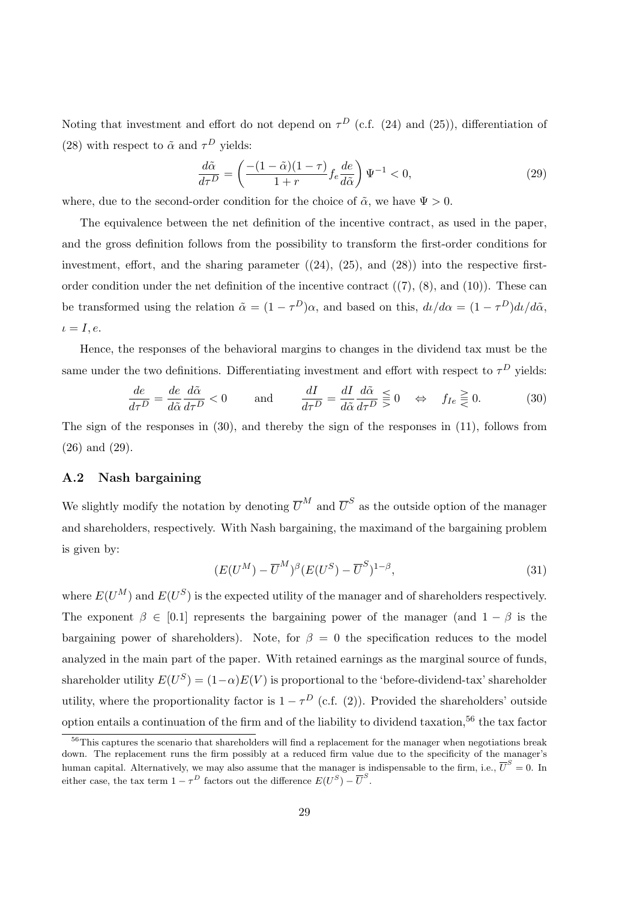Noting that investment and effort do not depend on $\tau^D$ (c.f. (24) and (25)), differentiation of (28) with respect to $\tilde{\alpha}$ and $\tau^D$ yields:

$$\frac{d\tilde{\alpha}}{d\tau^D} = \left(\frac{-(1-\tilde{\alpha})(1-\tau)}{1+r} f_e \frac{de}{d\tilde{\alpha}}\right) \Psi^{-1} < 0, \tag{29}$$

where, due to the second-order condition for the choice of $\tilde{\alpha}$, we have $\Psi > 0$.

The equivalence between the net definition of the incentive contract, as used in the paper, and the gross definition follows from the possibility to transform the first-order conditions for investment, effort, and the sharing parameter ((24), (25), and (28)) into the respective first-order condition under the net definition of the incentive contract ((7), (8), and (10)). These can be transformed using the relation $\tilde{\alpha} = (1-\tau^D)\alpha$, and based on this, $d\iota/d\alpha = (1-\tau^D)d\iota/d\tilde{\alpha}$, $\iota = I, e$.

Hence, the responses of the behavioral margins to changes in the dividend tax must be the same under the two definitions. Differentiating investment and effort with respect to $\tau^D$ yields:

$$\frac{de}{d\tau^D} = \frac{de}{d\tilde{\alpha}}\frac{d\tilde{\alpha}}{d\tau^D} < 0 \qquad \text{and} \qquad \frac{dI}{d\tau^D} = \frac{dI}{d\tilde{\alpha}}\frac{d\tilde{\alpha}}{d\tau^D} \lesseqqgtr 0 \quad \Leftrightarrow \quad f_{Ie} \gtreqqless 0. \tag{30}$$

The sign of the responses in (30), and thereby the sign of the responses in (11), follows from (26) and (29).

## A.2 Nash bargaining

We slightly modify the notation by denoting $\overline{U}^M$ and $\overline{U}^S$ as the outside option of the manager and shareholders, respectively. With Nash bargaining, the maximand of the bargaining problem is given by:

$$(E(U^M) - \overline{U}^M)^\beta (E(U^S) - \overline{U}^S)^{1-\beta}, \tag{31}$$

where $E(U^M)$ and $E(U^S)$ is the expected utility of the manager and of shareholders respectively. The exponent $\beta \in [0.1]$ represents the bargaining power of the manager (and $1-\beta$ is the bargaining power of shareholders). Note, for $\beta = 0$ the specification reduces to the model analyzed in the main part of the paper. With retained earnings as the marginal source of funds, shareholder utility $E(U^S) = (1-\alpha)E(V)$ is proportional to the 'before-dividend-tax' shareholder utility, where the proportionality factor is $1-\tau^D$ (c.f. (2)). Provided the shareholders' outside option entails a continuation of the firm and of the liability to dividend taxation,[56] the tax factor

[56] This captures the scenario that shareholders will find a replacement for the manager when negotiations break down. The replacement runs the firm possibly at a reduced firm value due to the specificity of the manager's human capital. Alternatively, we may also assume that the manager is indispensable to the firm, i.e., $\overline{U}^S = 0$. In either case, the tax term $1-\tau^D$ factors out the difference $E(U^S) - \overline{U}^S$.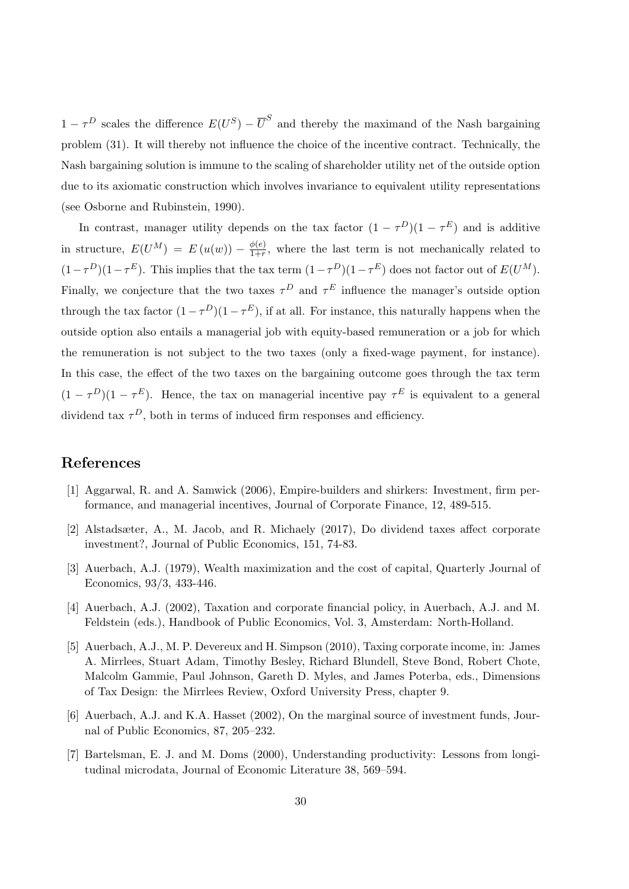$1-\tau^D$ scales the difference $E(U^S)-\overline{U}^S$ and thereby the maximand of the Nash bargaining problem (31). It will thereby not influence the choice of the incentive contract. Technically, the Nash bargaining solution is immune to the scaling of shareholder utility net of the outside option due to its axiomatic construction which involves invariance to equivalent utility representations (see Osborne and Rubinstein, 1990).

In contrast, manager utility depends on the tax factor $(1-\tau^D)(1-\tau^E)$ and is additive in structure, $E(U^M) = E(u(w)) - \frac{\phi(e)}{1+r}$, where the last term is not mechanically related to $(1-\tau^D)(1-\tau^E)$. This implies that the tax term $(1-\tau^D)(1-\tau^E)$ does not factor out of $E(U^M)$. Finally, we conjecture that the two taxes $\tau^D$ and $\tau^E$ influence the manager's outside option through the tax factor $(1-\tau^D)(1-\tau^E)$, if at all. For instance, this naturally happens when the outside option also entails a managerial job with equity-based remuneration or a job for which the remuneration is not subject to the two taxes (only a fixed-wage payment, for instance). In this case, the effect of the two taxes on the bargaining outcome goes through the tax term $(1-\tau^D)(1-\tau^E)$. Hence, the tax on managerial incentive pay $\tau^E$ is equivalent to a general dividend tax $\tau^D$, both in terms of induced firm responses and efficiency.

## References

[1] Aggarwal, R. and A. Samwick (2006), Empire-builders and shirkers: Investment, firm performance, and managerial incentives, Journal of Corporate Finance, 12, 489-515.

[2] Alstadsæter, A., M. Jacob, and R. Michaely (2017), Do dividend taxes affect corporate investment?, Journal of Public Economics, 151, 74-83.

[3] Auerbach, A.J. (1979), Wealth maximization and the cost of capital, Quarterly Journal of Economics, 93/3, 433-446.

[4] Auerbach, A.J. (2002), Taxation and corporate financial policy, in Auerbach, A.J. and M. Feldstein (eds.), Handbook of Public Economics, Vol. 3, Amsterdam: North-Holland.

[5] Auerbach, A.J., M. P. Devereux and H. Simpson (2010), Taxing corporate income, in: James A. Mirrlees, Stuart Adam, Timothy Besley, Richard Blundell, Steve Bond, Robert Chote, Malcolm Gammie, Paul Johnson, Gareth D. Myles, and James Poterba, eds., Dimensions of Tax Design: the Mirrlees Review, Oxford University Press, chapter 9.

[6] Auerbach, A.J. and K.A. Hasset (2002), On the marginal source of investment funds, Journal of Public Economics, 87, 205–232.

[7] Bartelsman, E. J. and M. Doms (2000), Understanding productivity: Lessons from longitudinal microdata, Journal of Economic Literature 38, 569–594.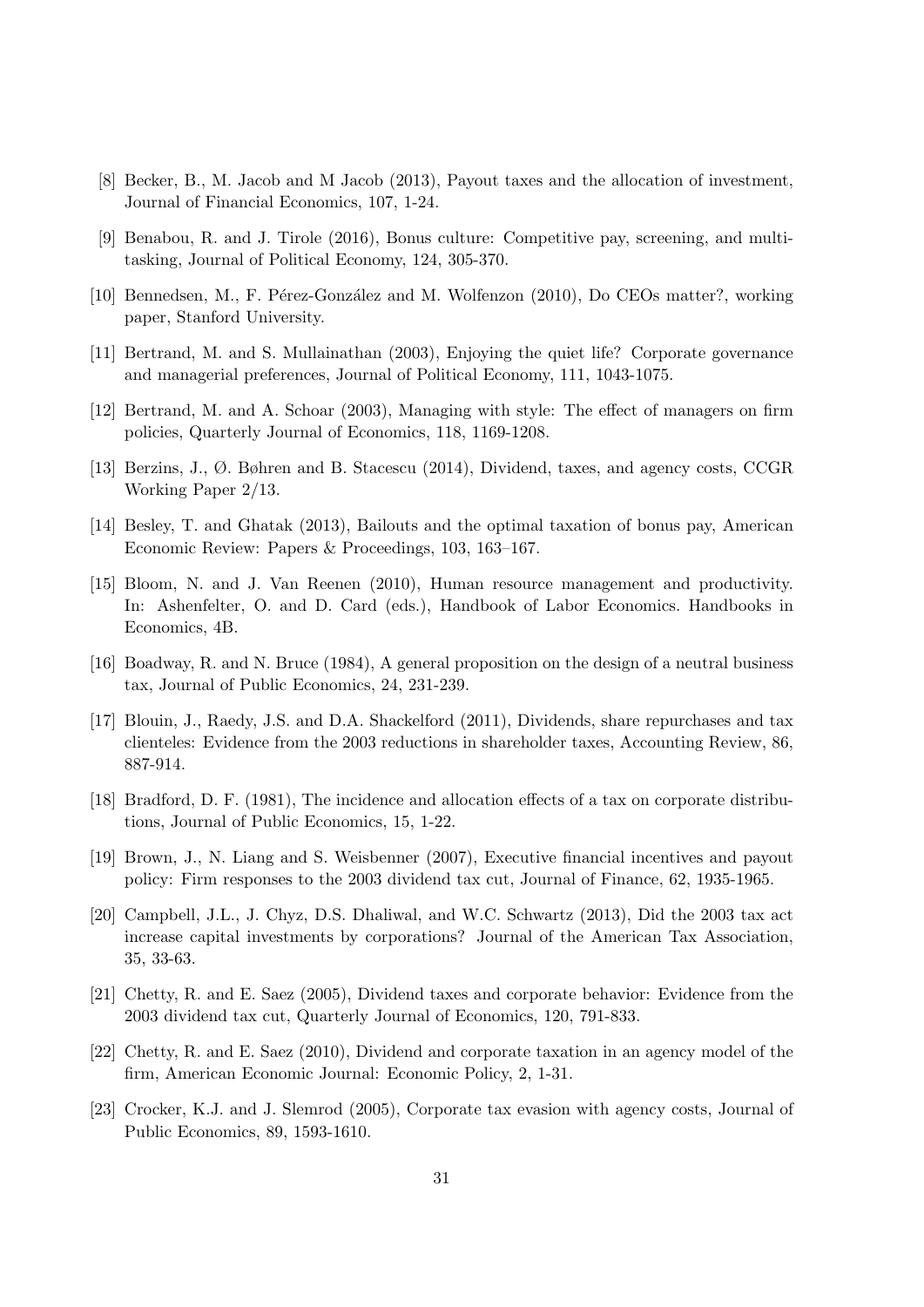[8] Becker, B., M. Jacob and M Jacob (2013), Payout taxes and the allocation of investment, Journal of Financial Economics, 107, 1-24.

[9] Benabou, R. and J. Tirole (2016), Bonus culture: Competitive pay, screening, and multitasking, Journal of Political Economy, 124, 305-370.

[10] Bennedsen, M., F. Pérez-González and M. Wolfenzon (2010), Do CEOs matter?, working paper, Stanford University.

[11] Bertrand, M. and S. Mullainathan (2003), Enjoying the quiet life? Corporate governance and managerial preferences, Journal of Political Economy, 111, 1043-1075.

[12] Bertrand, M. and A. Schoar (2003), Managing with style: The effect of managers on firm policies, Quarterly Journal of Economics, 118, 1169-1208.

[13] Berzins, J., Ø. Bøhren and B. Stacescu (2014), Dividend, taxes, and agency costs, CCGR Working Paper 2/13.

[14] Besley, T. and Ghatak (2013), Bailouts and the optimal taxation of bonus pay, American Economic Review: Papers & Proceedings, 103, 163–167.

[15] Bloom, N. and J. Van Reenen (2010), Human resource management and productivity. In: Ashenfelter, O. and D. Card (eds.), Handbook of Labor Economics. Handbooks in Economics, 4B.

[16] Boadway, R. and N. Bruce (1984), A general proposition on the design of a neutral business tax, Journal of Public Economics, 24, 231-239.

[17] Blouin, J., Raedy, J.S. and D.A. Shackelford (2011), Dividends, share repurchases and tax clienteles: Evidence from the 2003 reductions in shareholder taxes, Accounting Review, 86, 887-914.

[18] Bradford, D. F. (1981), The incidence and allocation effects of a tax on corporate distributions, Journal of Public Economics, 15, 1-22.

[19] Brown, J., N. Liang and S. Weisbenner (2007), Executive financial incentives and payout policy: Firm responses to the 2003 dividend tax cut, Journal of Finance, 62, 1935-1965.

[20] Campbell, J.L., J. Chyz, D.S. Dhaliwal, and W.C. Schwartz (2013), Did the 2003 tax act increase capital investments by corporations? Journal of the American Tax Association, 35, 33-63.

[21] Chetty, R. and E. Saez (2005), Dividend taxes and corporate behavior: Evidence from the 2003 dividend tax cut, Quarterly Journal of Economics, 120, 791-833.

[22] Chetty, R. and E. Saez (2010), Dividend and corporate taxation in an agency model of the firm, American Economic Journal: Economic Policy, 2, 1-31.

[23] Crocker, K.J. and J. Slemrod (2005), Corporate tax evasion with agency costs, Journal of Public Economics, 89, 1593-1610.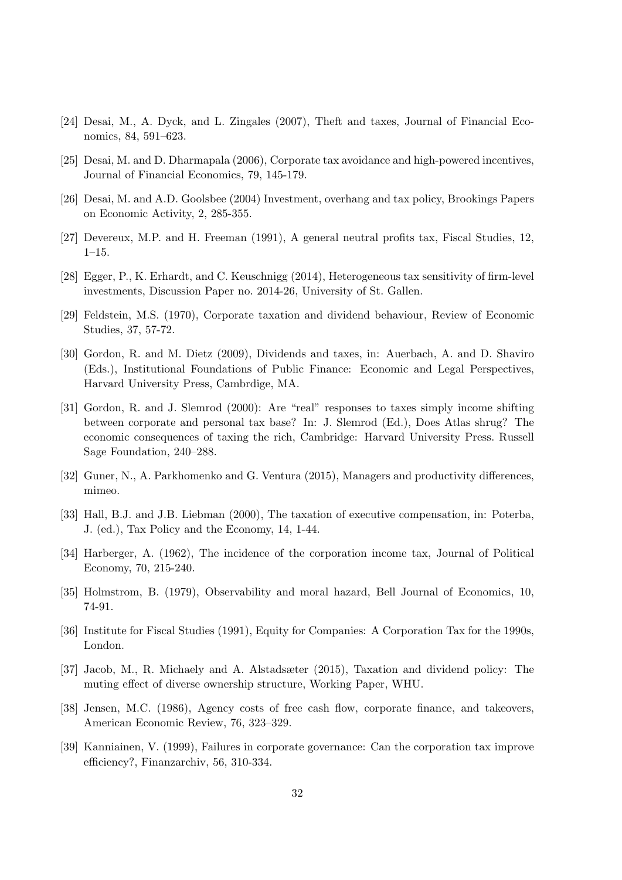[24] Desai, M., A. Dyck, and L. Zingales (2007), Theft and taxes, Journal of Financial Economics, 84, 591–623.

[25] Desai, M. and D. Dharmapala (2006), Corporate tax avoidance and high-powered incentives, Journal of Financial Economics, 79, 145-179.

[26] Desai, M. and A.D. Goolsbee (2004) Investment, overhang and tax policy, Brookings Papers on Economic Activity, 2, 285-355.

[27] Devereux, M.P. and H. Freeman (1991), A general neutral profits tax, Fiscal Studies, 12, 1–15.

[28] Egger, P., K. Erhardt, and C. Keuschnigg (2014), Heterogeneous tax sensitivity of firm-level investments, Discussion Paper no. 2014-26, University of St. Gallen.

[29] Feldstein, M.S. (1970), Corporate taxation and dividend behaviour, Review of Economic Studies, 37, 57-72.

[30] Gordon, R. and M. Dietz (2009), Dividends and taxes, in: Auerbach, A. and D. Shaviro (Eds.), Institutional Foundations of Public Finance: Economic and Legal Perspectives, Harvard University Press, Cambrdige, MA.

[31] Gordon, R. and J. Slemrod (2000): Are "real" responses to taxes simply income shifting between corporate and personal tax base? In: J. Slemrod (Ed.), Does Atlas shrug? The economic consequences of taxing the rich, Cambridge: Harvard University Press. Russell Sage Foundation, 240–288.

[32] Guner, N., A. Parkhomenko and G. Ventura (2015), Managers and productivity differences, mimeo.

[33] Hall, B.J. and J.B. Liebman (2000), The taxation of executive compensation, in: Poterba, J. (ed.), Tax Policy and the Economy, 14, 1-44.

[34] Harberger, A. (1962), The incidence of the corporation income tax, Journal of Political Economy, 70, 215-240.

[35] Holmstrom, B. (1979), Observability and moral hazard, Bell Journal of Economics, 10, 74-91.

[36] Institute for Fiscal Studies (1991), Equity for Companies: A Corporation Tax for the 1990s, London.

[37] Jacob, M., R. Michaely and A. Alstadsæter (2015), Taxation and dividend policy: The muting effect of diverse ownership structure, Working Paper, WHU.

[38] Jensen, M.C. (1986), Agency costs of free cash flow, corporate finance, and takeovers, American Economic Review, 76, 323–329.

[39] Kanniainen, V. (1999), Failures in corporate governance: Can the corporation tax improve efficiency?, Finanzarchiv, 56, 310-334.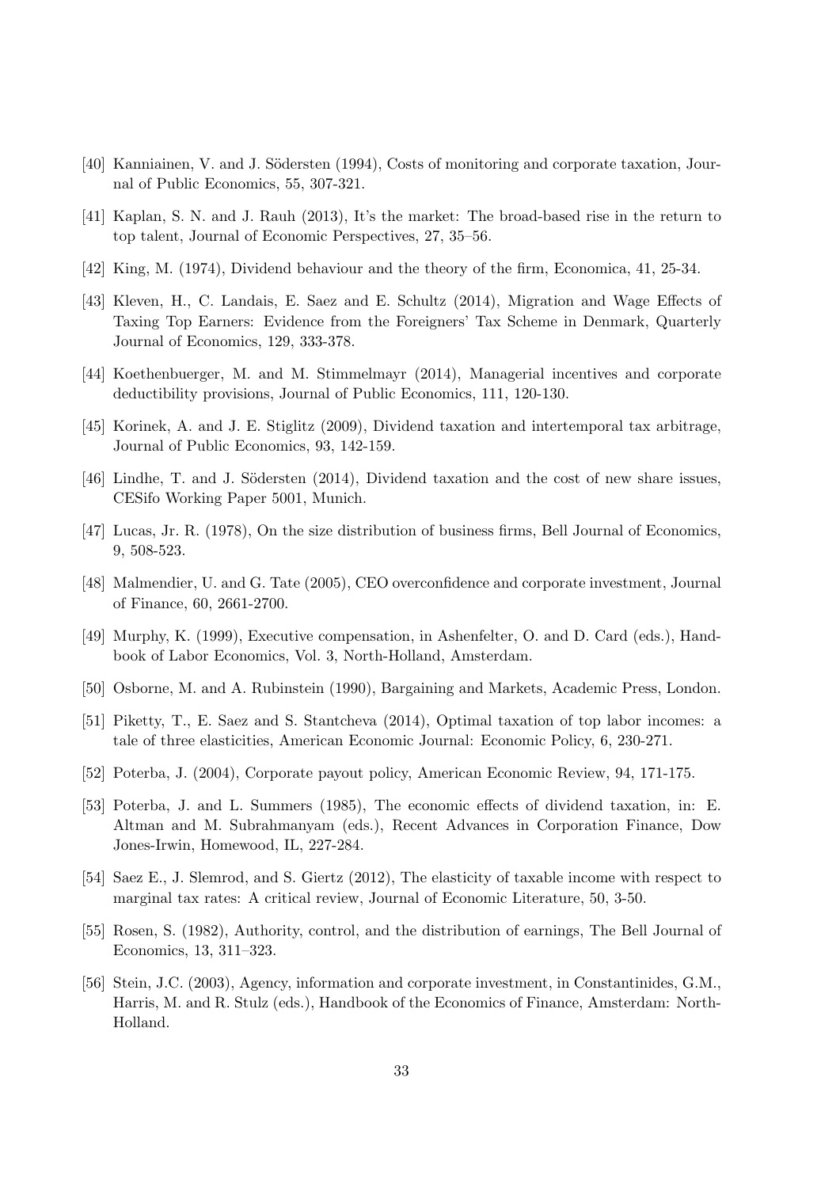[40] Kanniainen, V. and J. Södersten (1994), Costs of monitoring and corporate taxation, Journal of Public Economics, 55, 307-321.

[41] Kaplan, S. N. and J. Rauh (2013), It's the market: The broad-based rise in the return to top talent, Journal of Economic Perspectives, 27, 35–56.

[42] King, M. (1974), Dividend behaviour and the theory of the firm, Economica, 41, 25-34.

[43] Kleven, H., C. Landais, E. Saez and E. Schultz (2014), Migration and Wage Effects of Taxing Top Earners: Evidence from the Foreigners' Tax Scheme in Denmark, Quarterly Journal of Economics, 129, 333-378.

[44] Koethenbuerger, M. and M. Stimmelmayr (2014), Managerial incentives and corporate deductibility provisions, Journal of Public Economics, 111, 120-130.

[45] Korinek, A. and J. E. Stiglitz (2009), Dividend taxation and intertemporal tax arbitrage, Journal of Public Economics, 93, 142-159.

[46] Lindhe, T. and J. Södersten (2014), Dividend taxation and the cost of new share issues, CESifo Working Paper 5001, Munich.

[47] Lucas, Jr. R. (1978), On the size distribution of business firms, Bell Journal of Economics, 9, 508-523.

[48] Malmendier, U. and G. Tate (2005), CEO overconfidence and corporate investment, Journal of Finance, 60, 2661-2700.

[49] Murphy, K. (1999), Executive compensation, in Ashenfelter, O. and D. Card (eds.), Handbook of Labor Economics, Vol. 3, North-Holland, Amsterdam.

[50] Osborne, M. and A. Rubinstein (1990), Bargaining and Markets, Academic Press, London.

[51] Piketty, T., E. Saez and S. Stantcheva (2014), Optimal taxation of top labor incomes: a tale of three elasticities, American Economic Journal: Economic Policy, 6, 230-271.

[52] Poterba, J. (2004), Corporate payout policy, American Economic Review, 94, 171-175.

[53] Poterba, J. and L. Summers (1985), The economic effects of dividend taxation, in: E. Altman and M. Subrahmanyam (eds.), Recent Advances in Corporation Finance, Dow Jones-Irwin, Homewood, IL, 227-284.

[54] Saez E., J. Slemrod, and S. Giertz (2012), The elasticity of taxable income with respect to marginal tax rates: A critical review, Journal of Economic Literature, 50, 3-50.

[55] Rosen, S. (1982), Authority, control, and the distribution of earnings, The Bell Journal of Economics, 13, 311–323.

[56] Stein, J.C. (2003), Agency, information and corporate investment, in Constantinides, G.M., Harris, M. and R. Stulz (eds.), Handbook of the Economics of Finance, Amsterdam: North-Holland.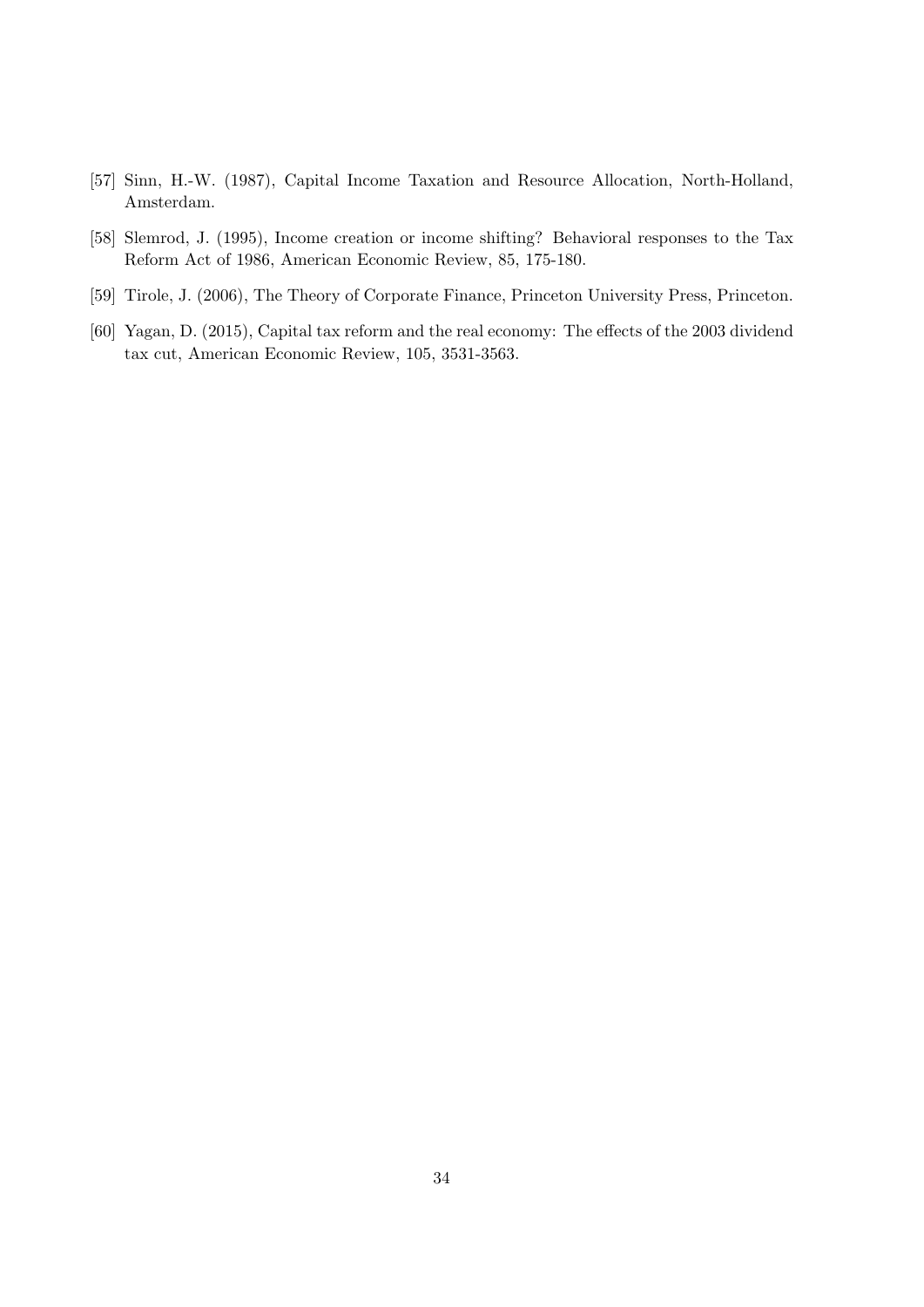[57] Sinn, H.-W. (1987), Capital Income Taxation and Resource Allocation, North-Holland, Amsterdam.

[58] Slemrod, J. (1995), Income creation or income shifting? Behavioral responses to the Tax Reform Act of 1986, American Economic Review, 85, 175-180.

[59] Tirole, J. (2006), The Theory of Corporate Finance, Princeton University Press, Princeton.

[60] Yagan, D. (2015), Capital tax reform and the real economy: The effects of the 2003 dividend tax cut, American Economic Review, 105, 3531-3563.